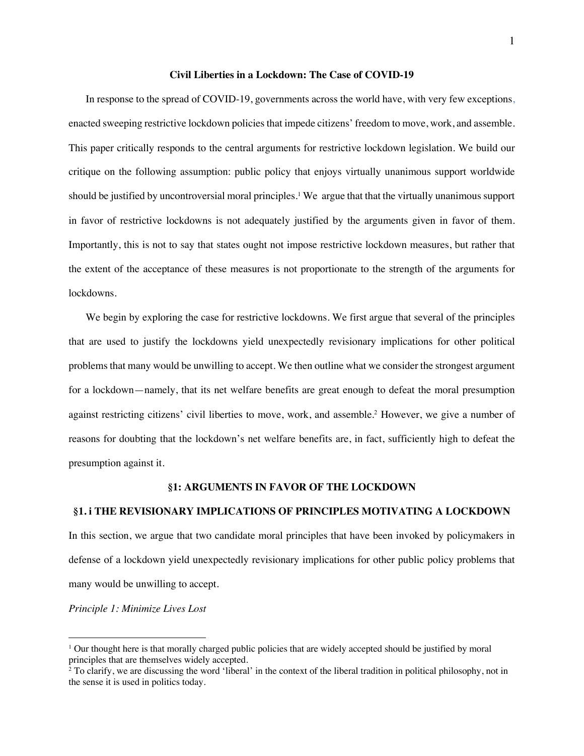# Civil Liberties in a Lockdown: The Case of COVID-19

In response to the spread of COVID-19, governments across the world have, with very few exceptions, enacted sweeping restrictive lockdown policies that impede citizens' freedom to move, work, and assemble. This paper critically responds to the central arguments for restrictive lockdown legislation. We build our critique on the following assumption: public policy that enjoys virtually unanimous support worldwide should be justified by uncontroversial moral principles.[1] We argue that that the virtually unanimous support in favor of restrictive lockdowns is not adequately justified by the arguments given in favor of them. Importantly, this is not to say that states ought not impose restrictive lockdown measures, but rather that the extent of the acceptance of these measures is not proportionate to the strength of the arguments for lockdowns.

We begin by exploring the case for restrictive lockdowns. We first argue that several of the principles that are used to justify the lockdowns yield unexpectedly revisionary implications for other political problems that many would be unwilling to accept. We then outline what we consider the strongest argument for a lockdown—namely, that its net welfare benefits are great enough to defeat the moral presumption against restricting citizens' civil liberties to move, work, and assemble.[2] However, we give a number of reasons for doubting that the lockdown's net welfare benefits are, in fact, sufficiently high to defeat the presumption against it.

## §1: ARGUMENTS IN FAVOR OF THE LOCKDOWN

### §1. i THE REVISIONARY IMPLICATIONS OF PRINCIPLES MOTIVATING A LOCKDOWN

In this section, we argue that two candidate moral principles that have been invoked by policymakers in defense of a lockdown yield unexpectedly revisionary implications for other public policy problems that many would be unwilling to accept.

*Principle 1: Minimize Lives Lost*

---

[1] Our thought here is that morally charged public policies that are widely accepted should be justified by moral principles that are themselves widely accepted.

[2] To clarify, we are discussing the word 'liberal' in the context of the liberal tradition in political philosophy, not in the sense it is used in politics today.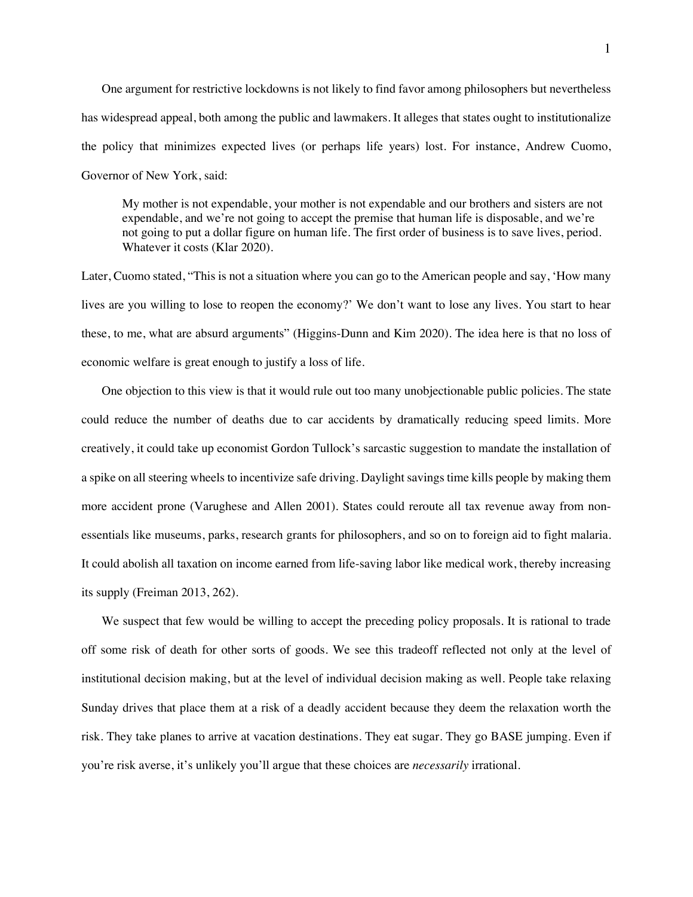One argument for restrictive lockdowns is not likely to find favor among philosophers but nevertheless has widespread appeal, both among the public and lawmakers. It alleges that states ought to institutionalize the policy that minimizes expected lives (or perhaps life years) lost. For instance, Andrew Cuomo, Governor of New York, said:

> My mother is not expendable, your mother is not expendable and our brothers and sisters are not expendable, and we're not going to accept the premise that human life is disposable, and we're not going to put a dollar figure on human life. The first order of business is to save lives, period. Whatever it costs (Klar 2020).

Later, Cuomo stated, "This is not a situation where you can go to the American people and say, 'How many lives are you willing to lose to reopen the economy?' We don't want to lose any lives. You start to hear these, to me, what are absurd arguments" (Higgins-Dunn and Kim 2020). The idea here is that no loss of economic welfare is great enough to justify a loss of life.

One objection to this view is that it would rule out too many unobjectionable public policies. The state could reduce the number of deaths due to car accidents by dramatically reducing speed limits. More creatively, it could take up economist Gordon Tullock's sarcastic suggestion to mandate the installation of a spike on all steering wheels to incentivize safe driving. Daylight savings time kills people by making them more accident prone (Varughese and Allen 2001). States could reroute all tax revenue away from non-essentials like museums, parks, research grants for philosophers, and so on to foreign aid to fight malaria. It could abolish all taxation on income earned from life-saving labor like medical work, thereby increasing its supply (Freiman 2013, 262).

We suspect that few would be willing to accept the preceding policy proposals. It is rational to trade off some risk of death for other sorts of goods. We see this tradeoff reflected not only at the level of institutional decision making, but at the level of individual decision making as well. People take relaxing Sunday drives that place them at a risk of a deadly accident because they deem the relaxation worth the risk. They take planes to arrive at vacation destinations. They eat sugar. They go BASE jumping. Even if you're risk averse, it's unlikely you'll argue that these choices are *necessarily* irrational.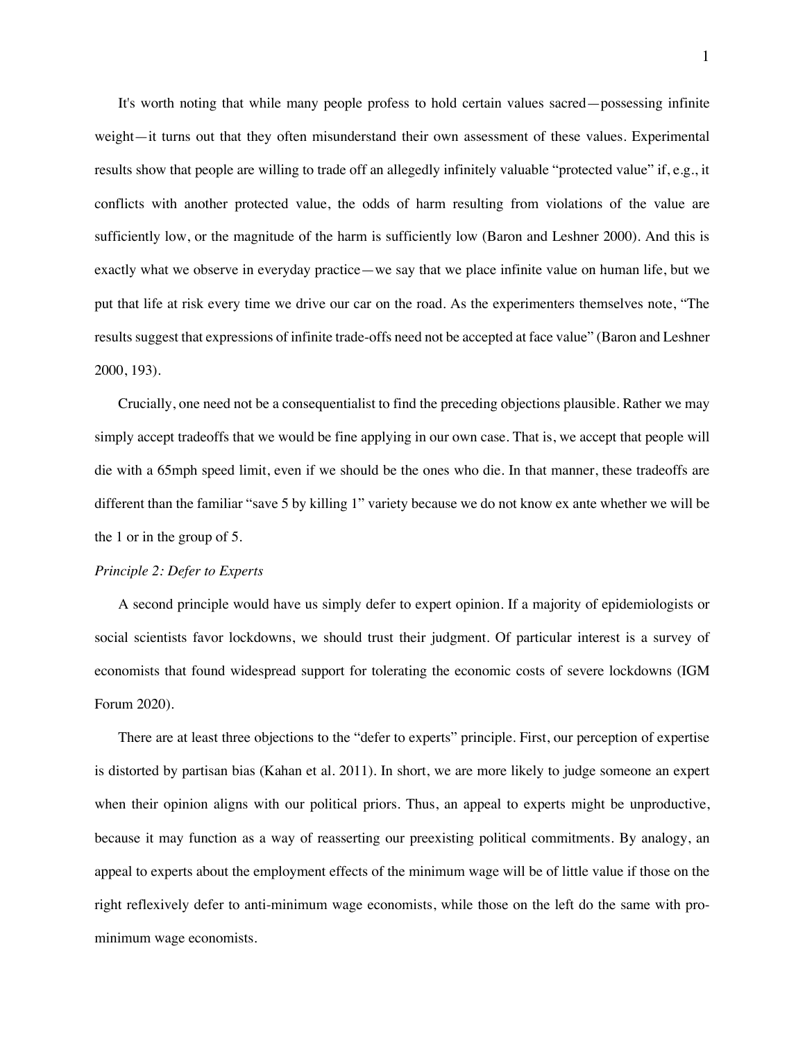It's worth noting that while many people profess to hold certain values sacred—possessing infinite weight—it turns out that they often misunderstand their own assessment of these values. Experimental results show that people are willing to trade off an allegedly infinitely valuable "protected value" if, e.g., it conflicts with another protected value, the odds of harm resulting from violations of the value are sufficiently low, or the magnitude of the harm is sufficiently low (Baron and Leshner 2000). And this is exactly what we observe in everyday practice—we say that we place infinite value on human life, but we put that life at risk every time we drive our car on the road. As the experimenters themselves note, "The results suggest that expressions of infinite trade-offs need not be accepted at face value" (Baron and Leshner 2000, 193).

Crucially, one need not be a consequentialist to find the preceding objections plausible. Rather we may simply accept tradeoffs that we would be fine applying in our own case. That is, we accept that people will die with a 65mph speed limit, even if we should be the ones who die. In that manner, these tradeoffs are different than the familiar "save 5 by killing 1" variety because we do not know ex ante whether we will be the 1 or in the group of 5.

*Principle 2: Defer to Experts*

A second principle would have us simply defer to expert opinion. If a majority of epidemiologists or social scientists favor lockdowns, we should trust their judgment. Of particular interest is a survey of economists that found widespread support for tolerating the economic costs of severe lockdowns (IGM Forum 2020).

There are at least three objections to the "defer to experts" principle. First, our perception of expertise is distorted by partisan bias (Kahan et al. 2011). In short, we are more likely to judge someone an expert when their opinion aligns with our political priors. Thus, an appeal to experts might be unproductive, because it may function as a way of reasserting our preexisting political commitments. By analogy, an appeal to experts about the employment effects of the minimum wage will be of little value if those on the right reflexively defer to anti-minimum wage economists, while those on the left do the same with pro-minimum wage economists.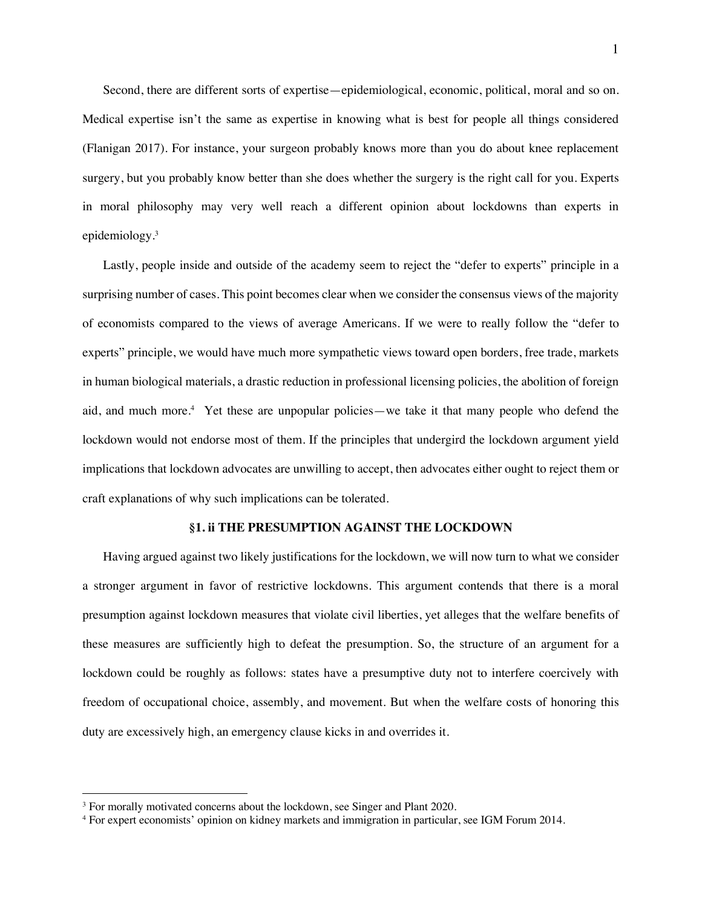Second, there are different sorts of expertise—epidemiological, economic, political, moral and so on. Medical expertise isn't the same as expertise in knowing what is best for people all things considered (Flanigan 2017). For instance, your surgeon probably knows more than you do about knee replacement surgery, but you probably know better than she does whether the surgery is the right call for you. Experts in moral philosophy may very well reach a different opinion about lockdowns than experts in epidemiology.[3]

Lastly, people inside and outside of the academy seem to reject the "defer to experts" principle in a surprising number of cases. This point becomes clear when we consider the consensus views of the majority of economists compared to the views of average Americans. If we were to really follow the "defer to experts" principle, we would have much more sympathetic views toward open borders, free trade, markets in human biological materials, a drastic reduction in professional licensing policies, the abolition of foreign aid, and much more.[4] Yet these are unpopular policies—we take it that many people who defend the lockdown would not endorse most of them. If the principles that undergird the lockdown argument yield implications that lockdown advocates are unwilling to accept, then advocates either ought to reject them or craft explanations of why such implications can be tolerated.

### §1. ii THE PRESUMPTION AGAINST THE LOCKDOWN

Having argued against two likely justifications for the lockdown, we will now turn to what we consider a stronger argument in favor of restrictive lockdowns. This argument contends that there is a moral presumption against lockdown measures that violate civil liberties, yet alleges that the welfare benefits of these measures are sufficiently high to defeat the presumption. So, the structure of an argument for a lockdown could be roughly as follows: states have a presumptive duty not to interfere coercively with freedom of occupational choice, assembly, and movement. But when the welfare costs of honoring this duty are excessively high, an emergency clause kicks in and overrides it.

---

[3] For morally motivated concerns about the lockdown, see Singer and Plant 2020.

[4] For expert economists' opinion on kidney markets and immigration in particular, see IGM Forum 2014.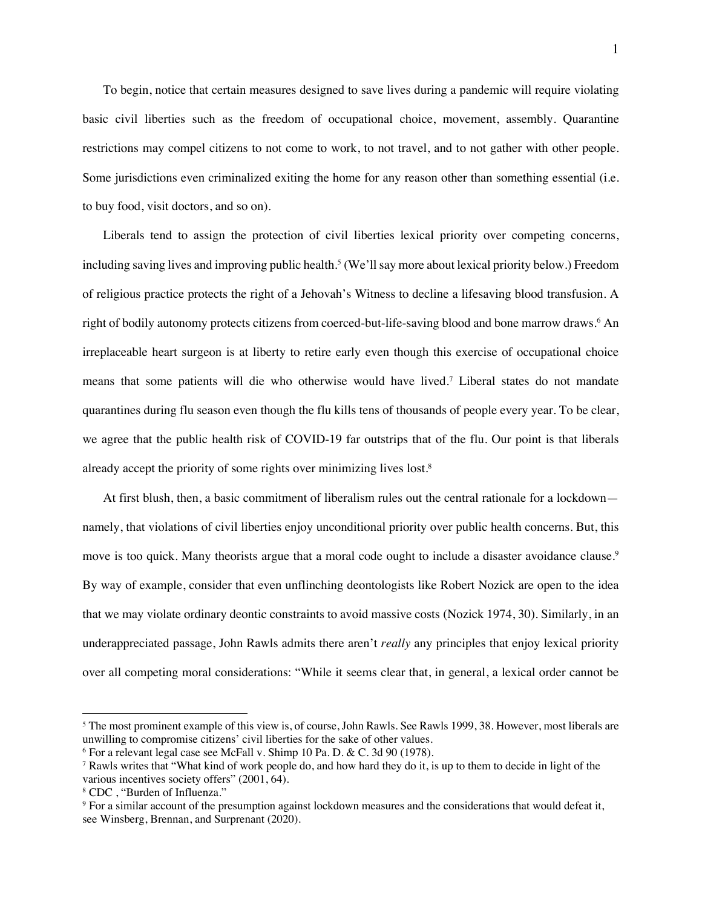To begin, notice that certain measures designed to save lives during a pandemic will require violating basic civil liberties such as the freedom of occupational choice, movement, assembly. Quarantine restrictions may compel citizens to not come to work, to not travel, and to not gather with other people. Some jurisdictions even criminalized exiting the home for any reason other than something essential (i.e. to buy food, visit doctors, and so on).

Liberals tend to assign the protection of civil liberties lexical priority over competing concerns, including saving lives and improving public health.[5] (We'll say more about lexical priority below.) Freedom of religious practice protects the right of a Jehovah's Witness to decline a lifesaving blood transfusion. A right of bodily autonomy protects citizens from coerced-but-life-saving blood and bone marrow draws.[6] An irreplaceable heart surgeon is at liberty to retire early even though this exercise of occupational choice means that some patients will die who otherwise would have lived.[7] Liberal states do not mandate quarantines during flu season even though the flu kills tens of thousands of people every year. To be clear, we agree that the public health risk of COVID-19 far outstrips that of the flu. Our point is that liberals already accept the priority of some rights over minimizing lives lost.[8]

At first blush, then, a basic commitment of liberalism rules out the central rationale for a lockdown—namely, that violations of civil liberties enjoy unconditional priority over public health concerns. But, this move is too quick. Many theorists argue that a moral code ought to include a disaster avoidance clause.[9] By way of example, consider that even unflinching deontologists like Robert Nozick are open to the idea that we may violate ordinary deontic constraints to avoid massive costs (Nozick 1974, 30). Similarly, in an underappreciated passage, John Rawls admits there aren't *really* any principles that enjoy lexical priority over all competing moral considerations: "While it seems clear that, in general, a lexical order cannot be

---

[5] The most prominent example of this view is, of course, John Rawls. See Rawls 1999, 38. However, most liberals are unwilling to compromise citizens' civil liberties for the sake of other values.

[6] For a relevant legal case see McFall v. Shimp 10 Pa. D. & C. 3d 90 (1978).

[7] Rawls writes that "What kind of work people do, and how hard they do it, is up to them to decide in light of the various incentives society offers" (2001, 64).

[8] CDC , "Burden of Influenza."

[9] For a similar account of the presumption against lockdown measures and the considerations that would defeat it, see Winsberg, Brennan, and Surprenant (2020).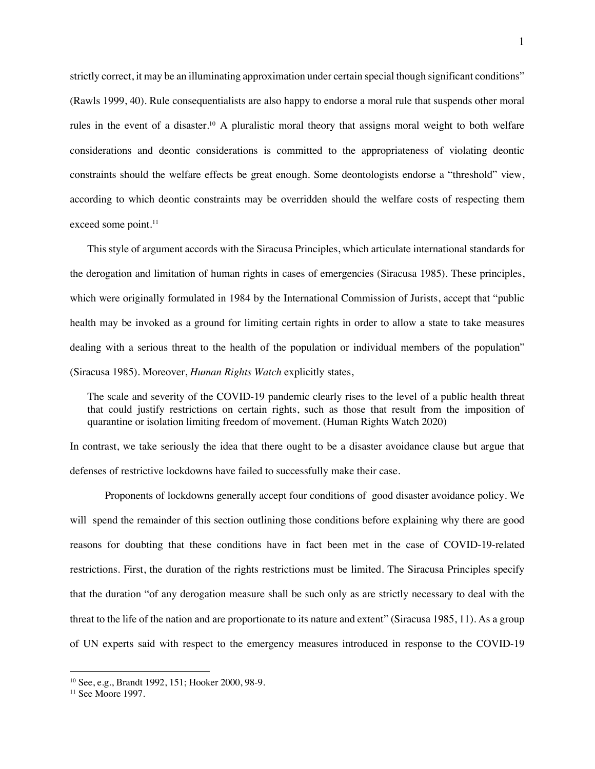strictly correct, it may be an illuminating approximation under certain special though significant conditions" (Rawls 1999, 40). Rule consequentialists are also happy to endorse a moral rule that suspends other moral rules in the event of a disaster.[10] A pluralistic moral theory that assigns moral weight to both welfare considerations and deontic considerations is committed to the appropriateness of violating deontic constraints should the welfare effects be great enough. Some deontologists endorse a "threshold" view, according to which deontic constraints may be overridden should the welfare costs of respecting them exceed some point.[11]

This style of argument accords with the Siracusa Principles, which articulate international standards for the derogation and limitation of human rights in cases of emergencies (Siracusa 1985). These principles, which were originally formulated in 1984 by the International Commission of Jurists, accept that "public health may be invoked as a ground for limiting certain rights in order to allow a state to take measures dealing with a serious threat to the health of the population or individual members of the population" (Siracusa 1985). Moreover, *Human Rights Watch* explicitly states,

> The scale and severity of the COVID-19 pandemic clearly rises to the level of a public health threat that could justify restrictions on certain rights, such as those that result from the imposition of quarantine or isolation limiting freedom of movement. (Human Rights Watch 2020)

In contrast, we take seriously the idea that there ought to be a disaster avoidance clause but argue that defenses of restrictive lockdowns have failed to successfully make their case.

Proponents of lockdowns generally accept four conditions of good disaster avoidance policy. We will spend the remainder of this section outlining those conditions before explaining why there are good reasons for doubting that these conditions have in fact been met in the case of COVID-19-related restrictions. First, the duration of the rights restrictions must be limited. The Siracusa Principles specify that the duration "of any derogation measure shall be such only as are strictly necessary to deal with the threat to the life of the nation and are proportionate to its nature and extent" (Siracusa 1985, 11). As a group of UN experts said with respect to the emergency measures introduced in response to the COVID-19

---

[10] See, e.g., Brandt 1992, 151; Hooker 2000, 98-9.

[11] See Moore 1997.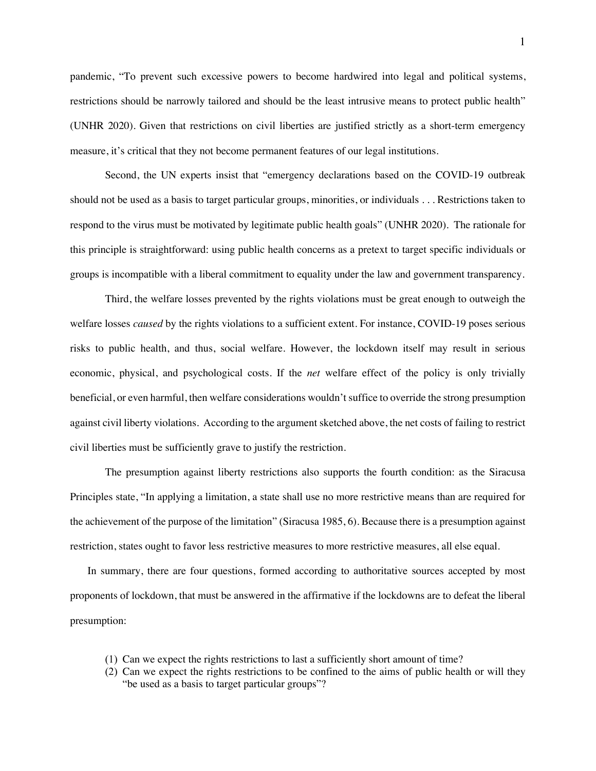pandemic, "To prevent such excessive powers to become hardwired into legal and political systems, restrictions should be narrowly tailored and should be the least intrusive means to protect public health" (UNHR 2020). Given that restrictions on civil liberties are justified strictly as a short-term emergency measure, it's critical that they not become permanent features of our legal institutions.

Second, the UN experts insist that "emergency declarations based on the COVID-19 outbreak should not be used as a basis to target particular groups, minorities, or individuals . . . Restrictions taken to respond to the virus must be motivated by legitimate public health goals" (UNHR 2020). The rationale for this principle is straightforward: using public health concerns as a pretext to target specific individuals or groups is incompatible with a liberal commitment to equality under the law and government transparency.

Third, the welfare losses prevented by the rights violations must be great enough to outweigh the welfare losses *caused* by the rights violations to a sufficient extent. For instance, COVID-19 poses serious risks to public health, and thus, social welfare. However, the lockdown itself may result in serious economic, physical, and psychological costs. If the *net* welfare effect of the policy is only trivially beneficial, or even harmful, then welfare considerations wouldn't suffice to override the strong presumption against civil liberty violations. According to the argument sketched above, the net costs of failing to restrict civil liberties must be sufficiently grave to justify the restriction.

The presumption against liberty restrictions also supports the fourth condition: as the Siracusa Principles state, "In applying a limitation, a state shall use no more restrictive means than are required for the achievement of the purpose of the limitation" (Siracusa 1985, 6). Because there is a presumption against restriction, states ought to favor less restrictive measures to more restrictive measures, all else equal.

In summary, there are four questions, formed according to authoritative sources accepted by most proponents of lockdown, that must be answered in the affirmative if the lockdowns are to defeat the liberal presumption:

(1) Can we expect the rights restrictions to last a sufficiently short amount of time?
(2) Can we expect the rights restrictions to be confined to the aims of public health or will they "be used as a basis to target particular groups"?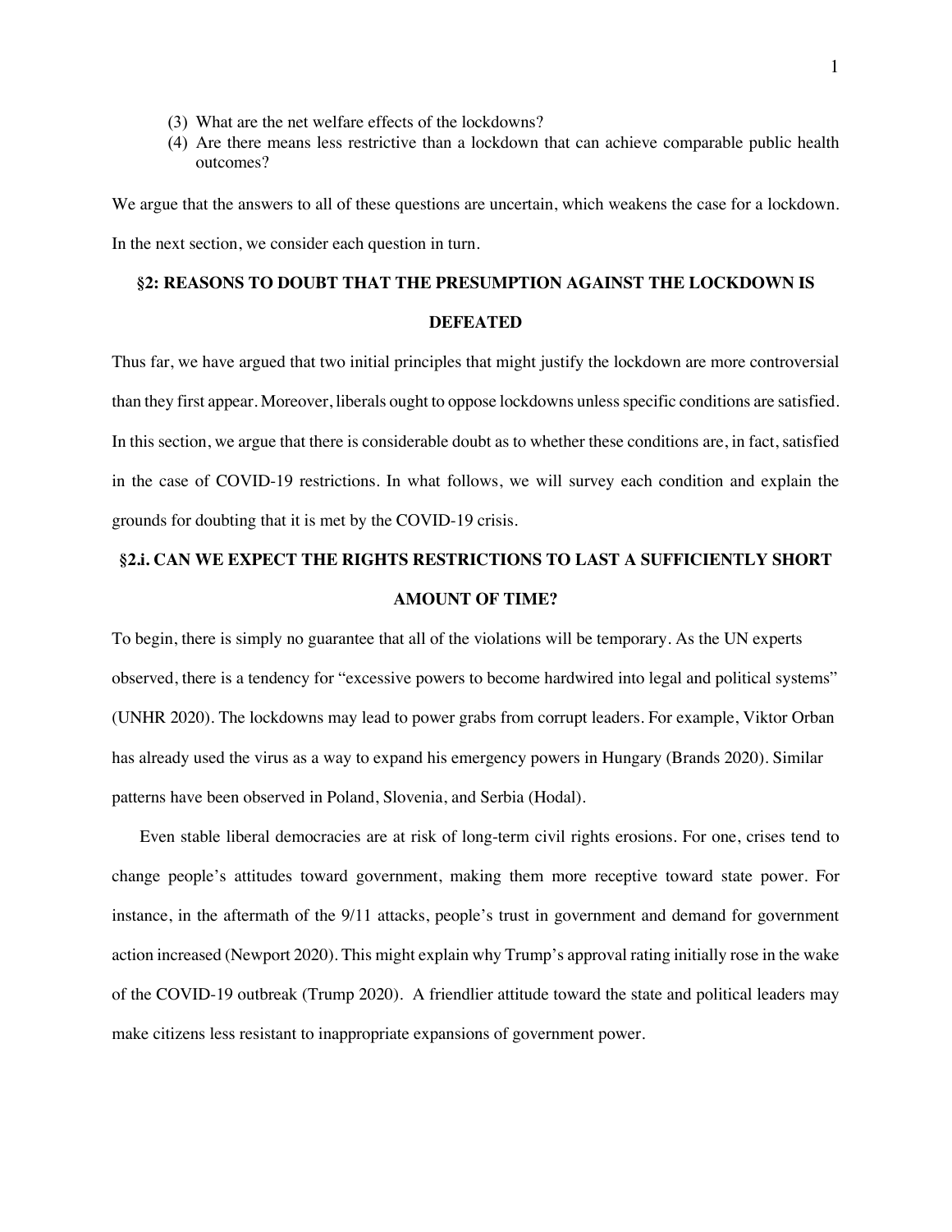(3) What are the net welfare effects of the lockdowns?
(4) Are there means less restrictive than a lockdown that can achieve comparable public health outcomes?

We argue that the answers to all of these questions are uncertain, which weakens the case for a lockdown. In the next section, we consider each question in turn.

## §2: REASONS TO DOUBT THAT THE PRESUMPTION AGAINST THE LOCKDOWN IS DEFEATED

Thus far, we have argued that two initial principles that might justify the lockdown are more controversial than they first appear. Moreover, liberals ought to oppose lockdowns unless specific conditions are satisfied. In this section, we argue that there is considerable doubt as to whether these conditions are, in fact, satisfied in the case of COVID-19 restrictions. In what follows, we will survey each condition and explain the grounds for doubting that it is met by the COVID-19 crisis.

### §2.i. CAN WE EXPECT THE RIGHTS RESTRICTIONS TO LAST A SUFFICIENTLY SHORT AMOUNT OF TIME?

To begin, there is simply no guarantee that all of the violations will be temporary. As the UN experts observed, there is a tendency for "excessive powers to become hardwired into legal and political systems" (UNHR 2020). The lockdowns may lead to power grabs from corrupt leaders. For example, Viktor Orban has already used the virus as a way to expand his emergency powers in Hungary (Brands 2020). Similar patterns have been observed in Poland, Slovenia, and Serbia (Hodal).

Even stable liberal democracies are at risk of long-term civil rights erosions. For one, crises tend to change people's attitudes toward government, making them more receptive toward state power. For instance, in the aftermath of the 9/11 attacks, people's trust in government and demand for government action increased (Newport 2020). This might explain why Trump's approval rating initially rose in the wake of the COVID-19 outbreak (Trump 2020). A friendlier attitude toward the state and political leaders may make citizens less resistant to inappropriate expansions of government power.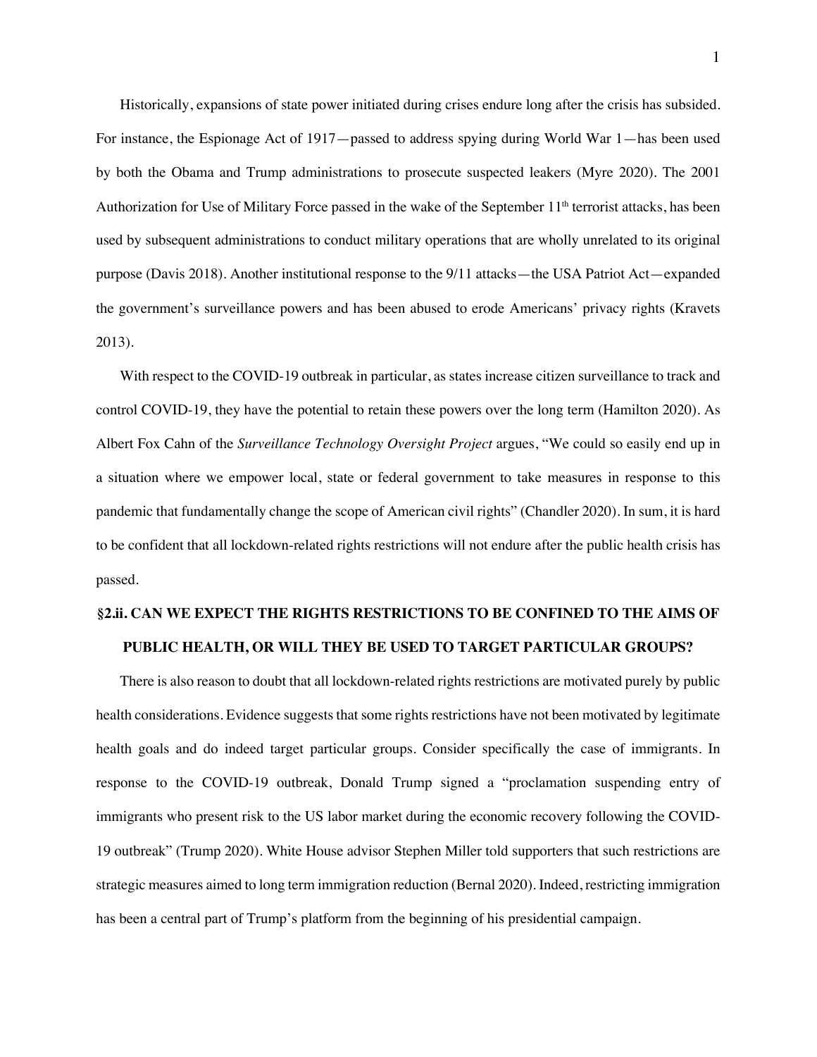Historically, expansions of state power initiated during crises endure long after the crisis has subsided. For instance, the Espionage Act of 1917—passed to address spying during World War 1—has been used by both the Obama and Trump administrations to prosecute suspected leakers (Myre 2020). The 2001 Authorization for Use of Military Force passed in the wake of the September 11th terrorist attacks, has been used by subsequent administrations to conduct military operations that are wholly unrelated to its original purpose (Davis 2018). Another institutional response to the 9/11 attacks—the USA Patriot Act—expanded the government's surveillance powers and has been abused to erode Americans' privacy rights (Kravets 2013).

With respect to the COVID-19 outbreak in particular, as states increase citizen surveillance to track and control COVID-19, they have the potential to retain these powers over the long term (Hamilton 2020). As Albert Fox Cahn of the *Surveillance Technology Oversight Project* argues, "We could so easily end up in a situation where we empower local, state or federal government to take measures in response to this pandemic that fundamentally change the scope of American civil rights" (Chandler 2020). In sum, it is hard to be confident that all lockdown-related rights restrictions will not endure after the public health crisis has passed.

### §2.ii. CAN WE EXPECT THE RIGHTS RESTRICTIONS TO BE CONFINED TO THE AIMS OF PUBLIC HEALTH, OR WILL THEY BE USED TO TARGET PARTICULAR GROUPS?

There is also reason to doubt that all lockdown-related rights restrictions are motivated purely by public health considerations. Evidence suggests that some rights restrictions have not been motivated by legitimate health goals and do indeed target particular groups. Consider specifically the case of immigrants. In response to the COVID-19 outbreak, Donald Trump signed a "proclamation suspending entry of immigrants who present risk to the US labor market during the economic recovery following the COVID-19 outbreak" (Trump 2020). White House advisor Stephen Miller told supporters that such restrictions are strategic measures aimed to long term immigration reduction (Bernal 2020). Indeed, restricting immigration has been a central part of Trump's platform from the beginning of his presidential campaign.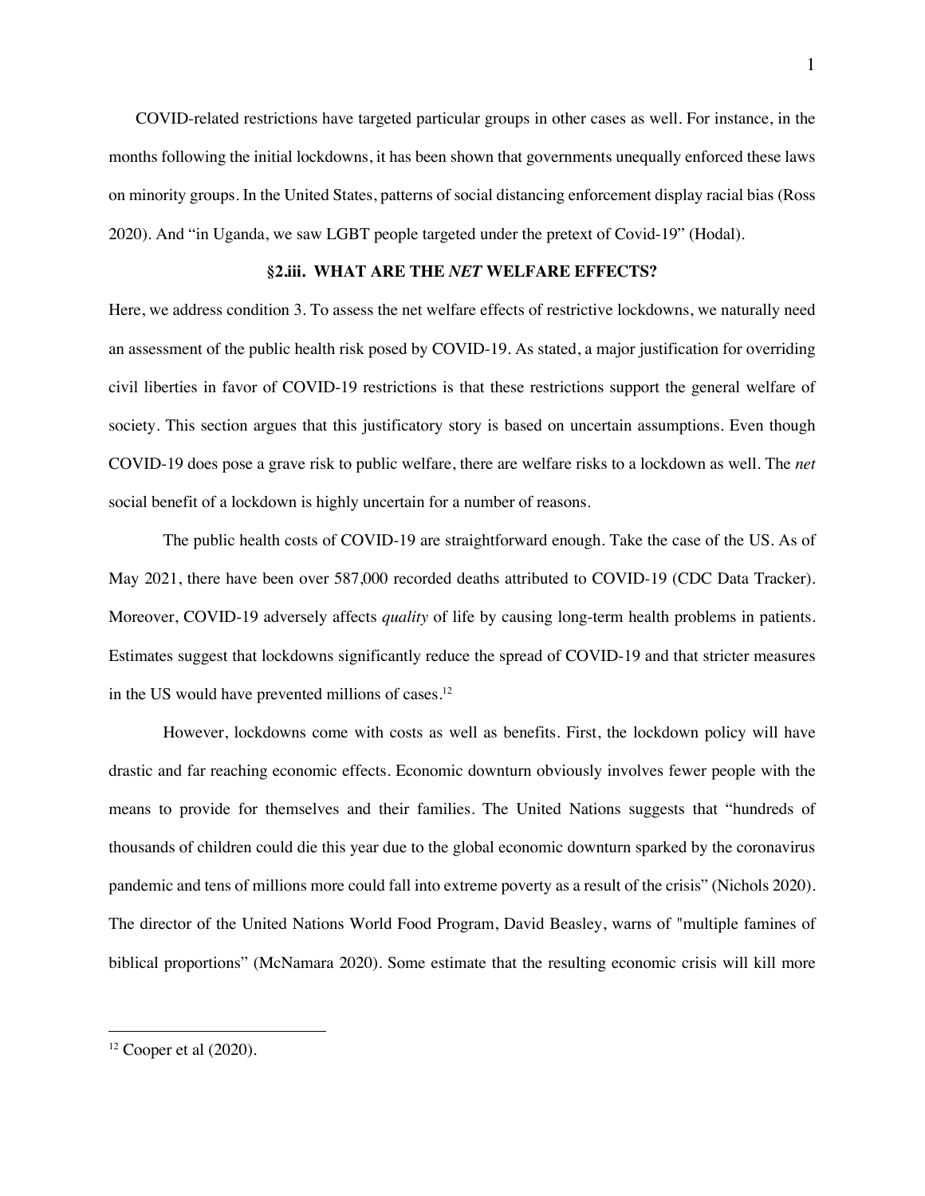COVID-related restrictions have targeted particular groups in other cases as well. For instance, in the months following the initial lockdowns, it has been shown that governments unequally enforced these laws on minority groups. In the United States, patterns of social distancing enforcement display racial bias (Ross 2020). And "in Uganda, we saw LGBT people targeted under the pretext of Covid-19" (Hodal).

### §2.iii. WHAT ARE THE *NET* WELFARE EFFECTS?

Here, we address condition 3. To assess the net welfare effects of restrictive lockdowns, we naturally need an assessment of the public health risk posed by COVID-19. As stated, a major justification for overriding civil liberties in favor of COVID-19 restrictions is that these restrictions support the general welfare of society. This section argues that this justificatory story is based on uncertain assumptions. Even though COVID-19 does pose a grave risk to public welfare, there are welfare risks to a lockdown as well. The *net* social benefit of a lockdown is highly uncertain for a number of reasons.

The public health costs of COVID-19 are straightforward enough. Take the case of the US. As of May 2021, there have been over 587,000 recorded deaths attributed to COVID-19 (CDC Data Tracker). Moreover, COVID-19 adversely affects *quality* of life by causing long-term health problems in patients. Estimates suggest that lockdowns significantly reduce the spread of COVID-19 and that stricter measures in the US would have prevented millions of cases.[12]

However, lockdowns come with costs as well as benefits. First, the lockdown policy will have drastic and far reaching economic effects. Economic downturn obviously involves fewer people with the means to provide for themselves and their families. The United Nations suggests that "hundreds of thousands of children could die this year due to the global economic downturn sparked by the coronavirus pandemic and tens of millions more could fall into extreme poverty as a result of the crisis" (Nichols 2020). The director of the United Nations World Food Program, David Beasley, warns of "multiple famines of biblical proportions" (McNamara 2020). Some estimate that the resulting economic crisis will kill more

---

[12] Cooper et al (2020).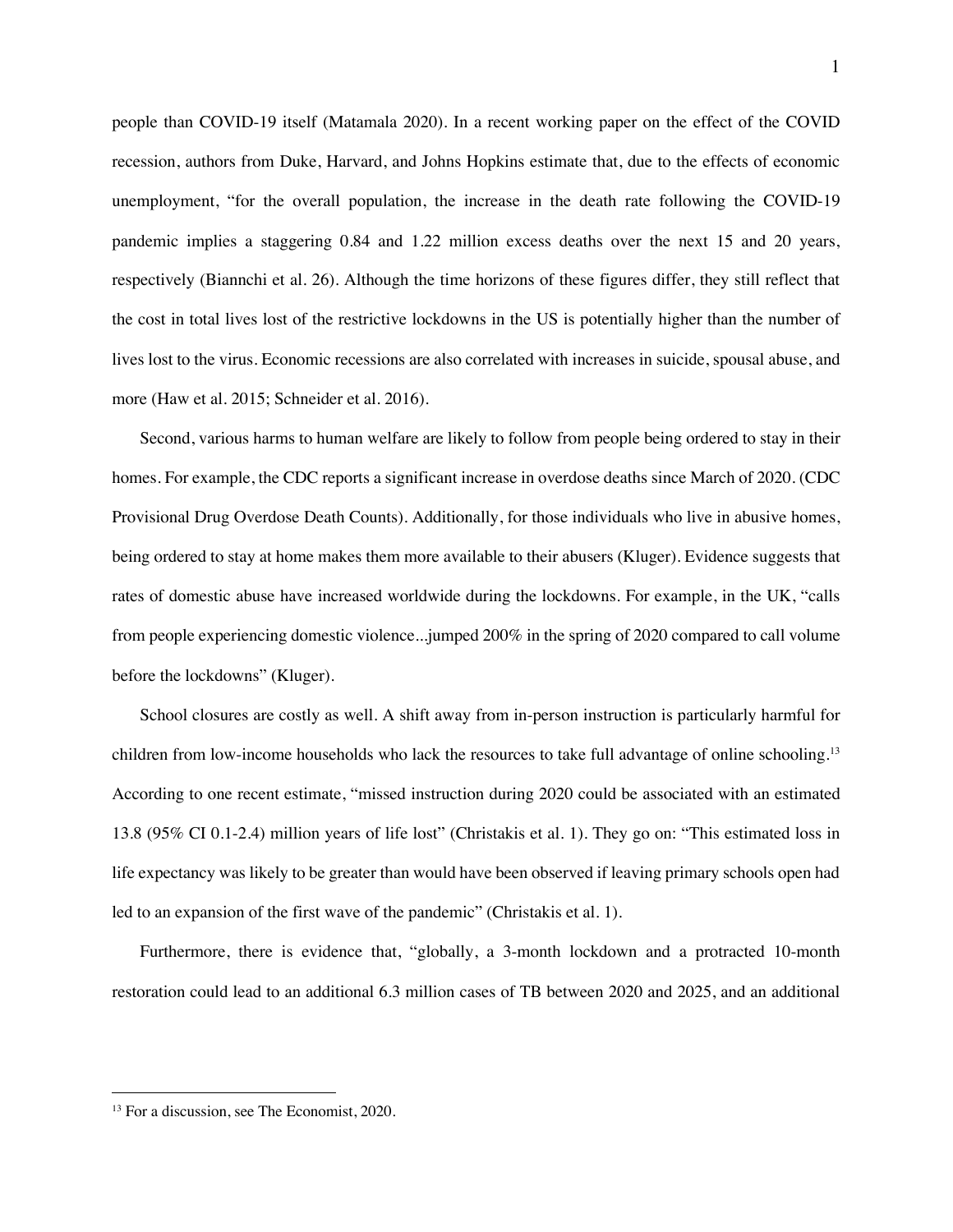people than COVID-19 itself (Matamala 2020). In a recent working paper on the effect of the COVID recession, authors from Duke, Harvard, and Johns Hopkins estimate that, due to the effects of economic unemployment, "for the overall population, the increase in the death rate following the COVID-19 pandemic implies a staggering 0.84 and 1.22 million excess deaths over the next 15 and 20 years, respectively (Biannchi et al. 26). Although the time horizons of these figures differ, they still reflect that the cost in total lives lost of the restrictive lockdowns in the US is potentially higher than the number of lives lost to the virus. Economic recessions are also correlated with increases in suicide, spousal abuse, and more (Haw et al. 2015; Schneider et al. 2016).

Second, various harms to human welfare are likely to follow from people being ordered to stay in their homes. For example, the CDC reports a significant increase in overdose deaths since March of 2020. (CDC Provisional Drug Overdose Death Counts). Additionally, for those individuals who live in abusive homes, being ordered to stay at home makes them more available to their abusers (Kluger). Evidence suggests that rates of domestic abuse have increased worldwide during the lockdowns. For example, in the UK, "calls from people experiencing domestic violence...jumped 200% in the spring of 2020 compared to call volume before the lockdowns" (Kluger).

School closures are costly as well. A shift away from in-person instruction is particularly harmful for children from low-income households who lack the resources to take full advantage of online schooling.[13] According to one recent estimate, "missed instruction during 2020 could be associated with an estimated 13.8 (95% CI 0.1-2.4) million years of life lost" (Christakis et al. 1). They go on: "This estimated loss in life expectancy was likely to be greater than would have been observed if leaving primary schools open had led to an expansion of the first wave of the pandemic" (Christakis et al. 1).

Furthermore, there is evidence that, "globally, a 3-month lockdown and a protracted 10-month restoration could lead to an additional 6.3 million cases of TB between 2020 and 2025, and an additional

[13] For a discussion, see The Economist, 2020.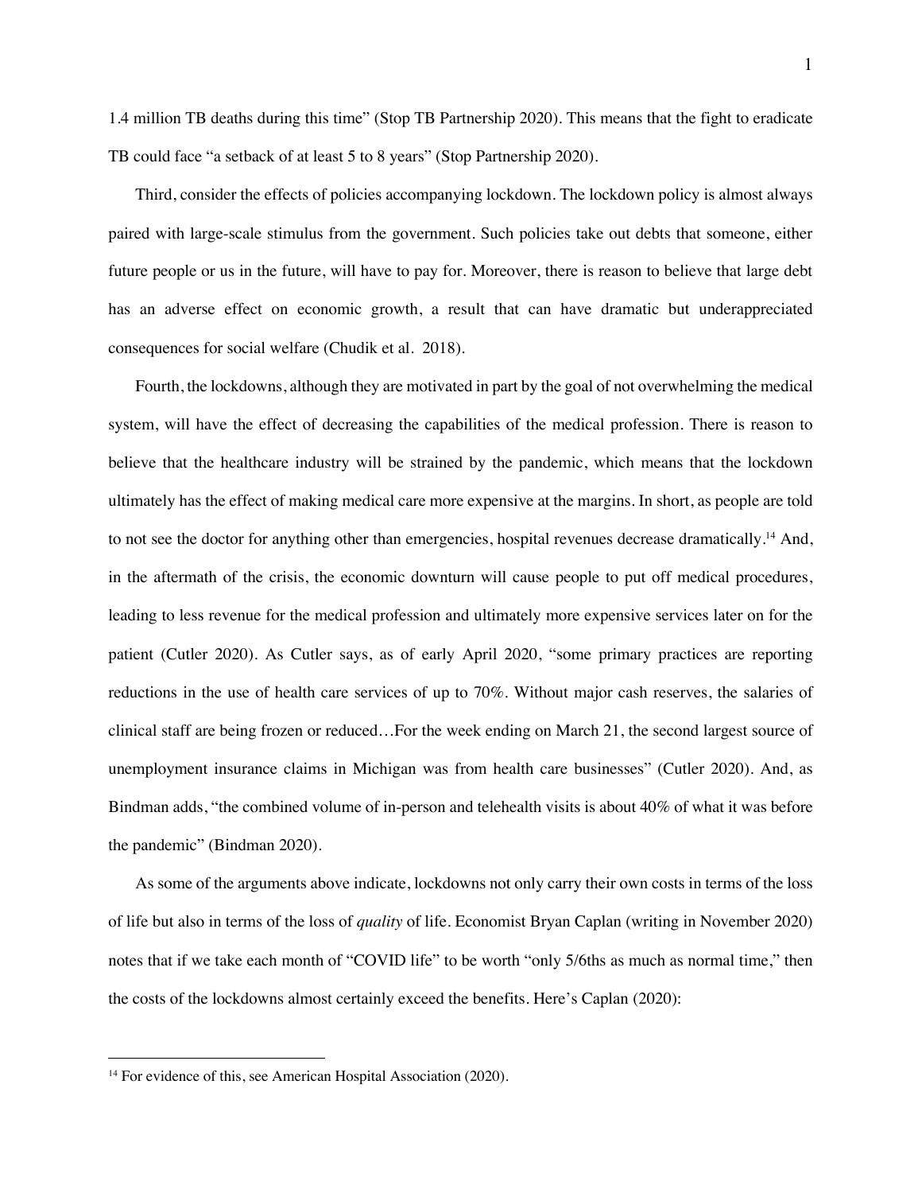1.4 million TB deaths during this time" (Stop TB Partnership 2020). This means that the fight to eradicate TB could face "a setback of at least 5 to 8 years" (Stop Partnership 2020).

Third, consider the effects of policies accompanying lockdown. The lockdown policy is almost always paired with large-scale stimulus from the government. Such policies take out debts that someone, either future people or us in the future, will have to pay for. Moreover, there is reason to believe that large debt has an adverse effect on economic growth, a result that can have dramatic but underappreciated consequences for social welfare (Chudik et al. 2018).

Fourth, the lockdowns, although they are motivated in part by the goal of not overwhelming the medical system, will have the effect of decreasing the capabilities of the medical profession. There is reason to believe that the healthcare industry will be strained by the pandemic, which means that the lockdown ultimately has the effect of making medical care more expensive at the margins. In short, as people are told to not see the doctor for anything other than emergencies, hospital revenues decrease dramatically.[14] And, in the aftermath of the crisis, the economic downturn will cause people to put off medical procedures, leading to less revenue for the medical profession and ultimately more expensive services later on for the patient (Cutler 2020). As Cutler says, as of early April 2020, "some primary practices are reporting reductions in the use of health care services of up to 70%. Without major cash reserves, the salaries of clinical staff are being frozen or reduced…For the week ending on March 21, the second largest source of unemployment insurance claims in Michigan was from health care businesses" (Cutler 2020). And, as Bindman adds, "the combined volume of in-person and telehealth visits is about 40% of what it was before the pandemic" (Bindman 2020).

As some of the arguments above indicate, lockdowns not only carry their own costs in terms of the loss of life but also in terms of the loss of *quality* of life. Economist Bryan Caplan (writing in November 2020) notes that if we take each month of "COVID life" to be worth "only 5/6ths as much as normal time," then the costs of the lockdowns almost certainly exceed the benefits. Here's Caplan (2020):

---

[14] For evidence of this, see American Hospital Association (2020).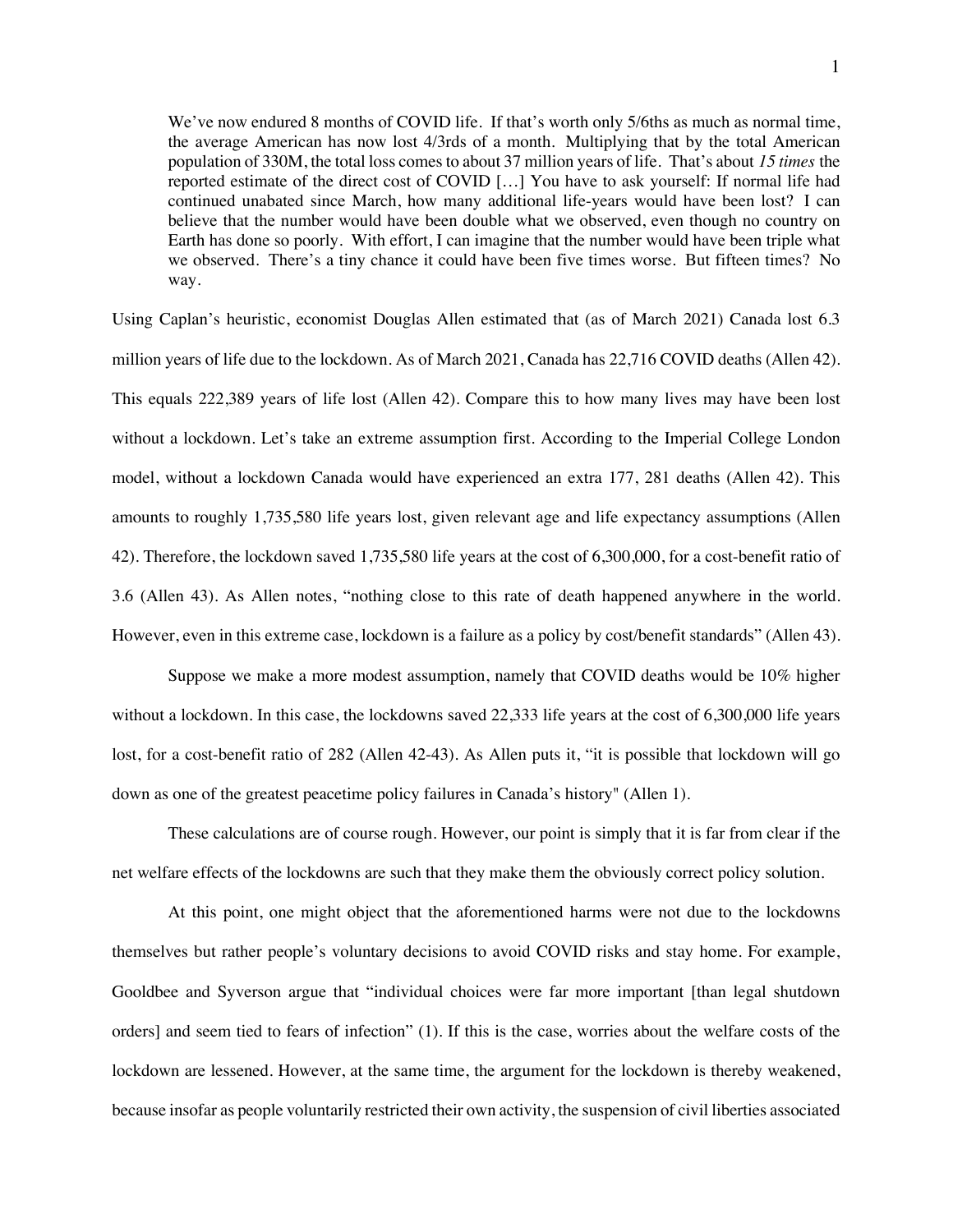> We've now endured 8 months of COVID life. If that's worth only 5/6ths as much as normal time, the average American has now lost 4/3rds of a month. Multiplying that by the total American population of 330M, the total loss comes to about 37 million years of life. That's about *15 times* the reported estimate of the direct cost of COVID […] You have to ask yourself: If normal life had continued unabated since March, how many additional life-years would have been lost? I can believe that the number would have been double what we observed, even though no country on Earth has done so poorly. With effort, I can imagine that the number would have been triple what we observed. There's a tiny chance it could have been five times worse. But fifteen times? No way.

Using Caplan's heuristic, economist Douglas Allen estimated that (as of March 2021) Canada lost 6.3 million years of life due to the lockdown. As of March 2021, Canada has 22,716 COVID deaths (Allen 42). This equals 222,389 years of life lost (Allen 42). Compare this to how many lives may have been lost without a lockdown. Let's take an extreme assumption first. According to the Imperial College London model, without a lockdown Canada would have experienced an extra 177, 281 deaths (Allen 42). This amounts to roughly 1,735,580 life years lost, given relevant age and life expectancy assumptions (Allen 42). Therefore, the lockdown saved 1,735,580 life years at the cost of 6,300,000, for a cost-benefit ratio of 3.6 (Allen 43). As Allen notes, "nothing close to this rate of death happened anywhere in the world. However, even in this extreme case, lockdown is a failure as a policy by cost/benefit standards" (Allen 43).

Suppose we make a more modest assumption, namely that COVID deaths would be 10% higher without a lockdown. In this case, the lockdowns saved 22,333 life years at the cost of 6,300,000 life years lost, for a cost-benefit ratio of 282 (Allen 42-43). As Allen puts it, "it is possible that lockdown will go down as one of the greatest peacetime policy failures in Canada's history" (Allen 1).

These calculations are of course rough. However, our point is simply that it is far from clear if the net welfare effects of the lockdowns are such that they make them the obviously correct policy solution.

At this point, one might object that the aforementioned harms were not due to the lockdowns themselves but rather people's voluntary decisions to avoid COVID risks and stay home. For example, Gooldbee and Syverson argue that "individual choices were far more important [than legal shutdown orders] and seem tied to fears of infection" (1). If this is the case, worries about the welfare costs of the lockdown are lessened. However, at the same time, the argument for the lockdown is thereby weakened, because insofar as people voluntarily restricted their own activity, the suspension of civil liberties associated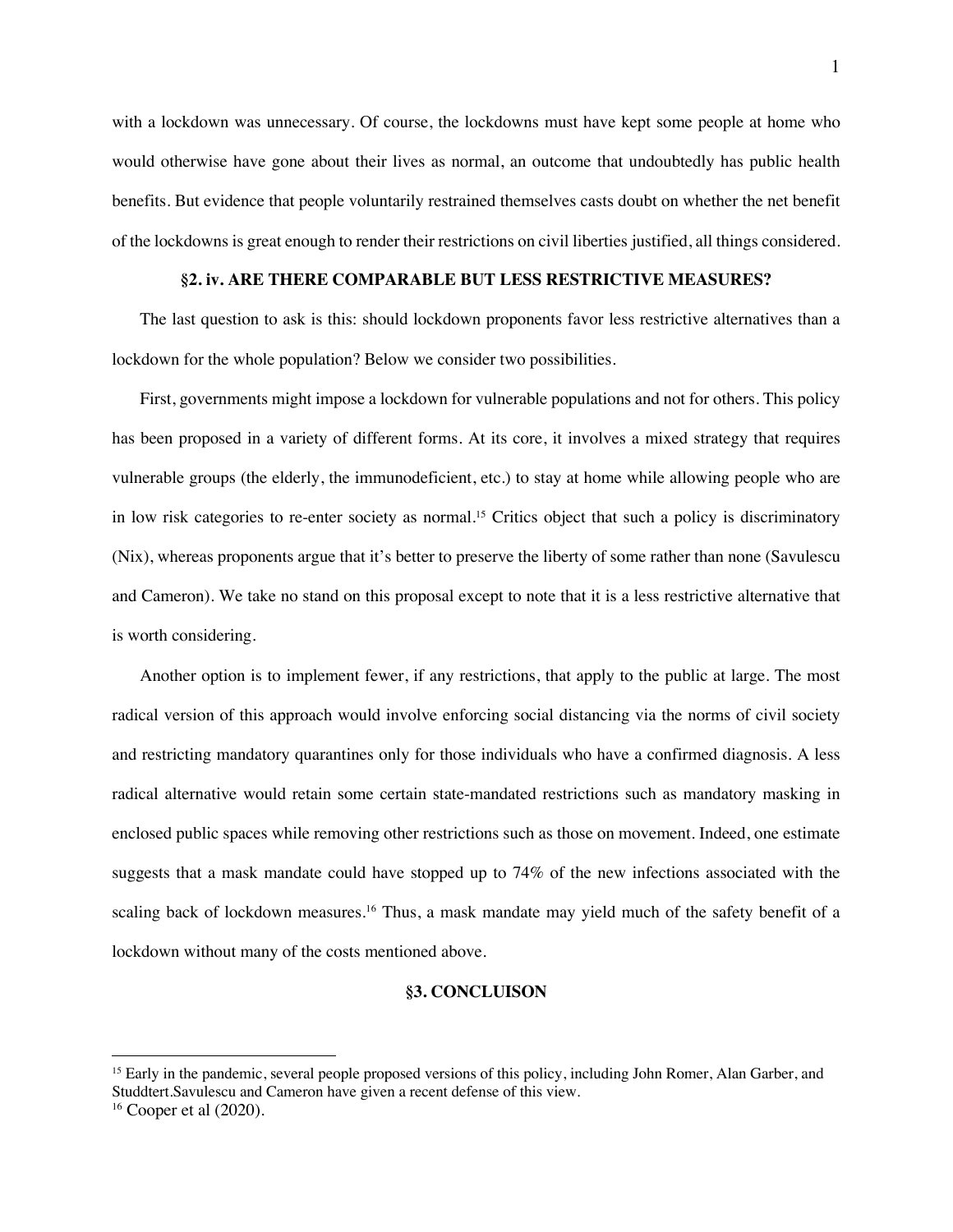with a lockdown was unnecessary. Of course, the lockdowns must have kept some people at home who would otherwise have gone about their lives as normal, an outcome that undoubtedly has public health benefits. But evidence that people voluntarily restrained themselves casts doubt on whether the net benefit of the lockdowns is great enough to render their restrictions on civil liberties justified, all things considered.

### §2. iv. ARE THERE COMPARABLE BUT LESS RESTRICTIVE MEASURES?

The last question to ask is this: should lockdown proponents favor less restrictive alternatives than a lockdown for the whole population? Below we consider two possibilities.

First, governments might impose a lockdown for vulnerable populations and not for others. This policy has been proposed in a variety of different forms. At its core, it involves a mixed strategy that requires vulnerable groups (the elderly, the immunodeficient, etc.) to stay at home while allowing people who are in low risk categories to re-enter society as normal.[15] Critics object that such a policy is discriminatory (Nix), whereas proponents argue that it's better to preserve the liberty of some rather than none (Savulescu and Cameron). We take no stand on this proposal except to note that it is a less restrictive alternative that is worth considering.

Another option is to implement fewer, if any restrictions, that apply to the public at large. The most radical version of this approach would involve enforcing social distancing via the norms of civil society and restricting mandatory quarantines only for those individuals who have a confirmed diagnosis. A less radical alternative would retain some certain state-mandated restrictions such as mandatory masking in enclosed public spaces while removing other restrictions such as those on movement. Indeed, one estimate suggests that a mask mandate could have stopped up to 74% of the new infections associated with the scaling back of lockdown measures.[16] Thus, a mask mandate may yield much of the safety benefit of a lockdown without many of the costs mentioned above.

## §3. CONCLUISON

[15] Early in the pandemic, several people proposed versions of this policy, including John Romer, Alan Garber, and Studdtert.Savulescu and Cameron have given a recent defense of this view.

[16] Cooper et al (2020).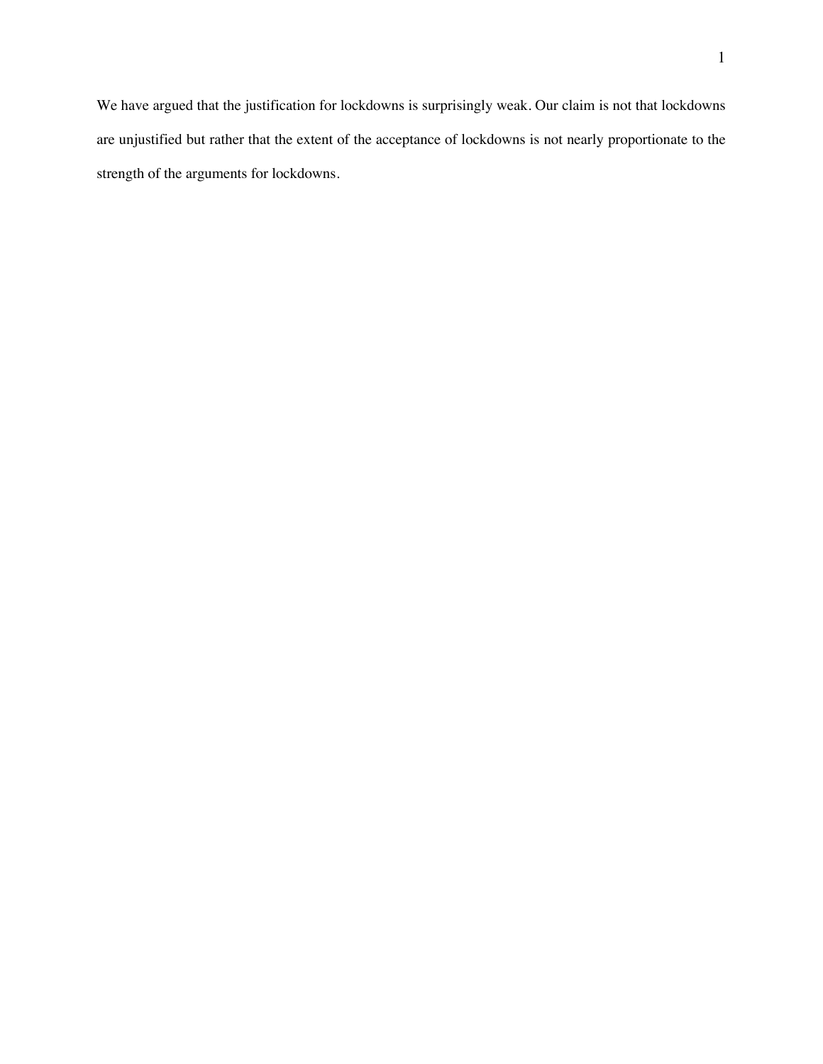We have argued that the justification for lockdowns is surprisingly weak. Our claim is not that lockdowns are unjustified but rather that the extent of the acceptance of lockdowns is not nearly proportionate to the strength of the arguments for lockdowns.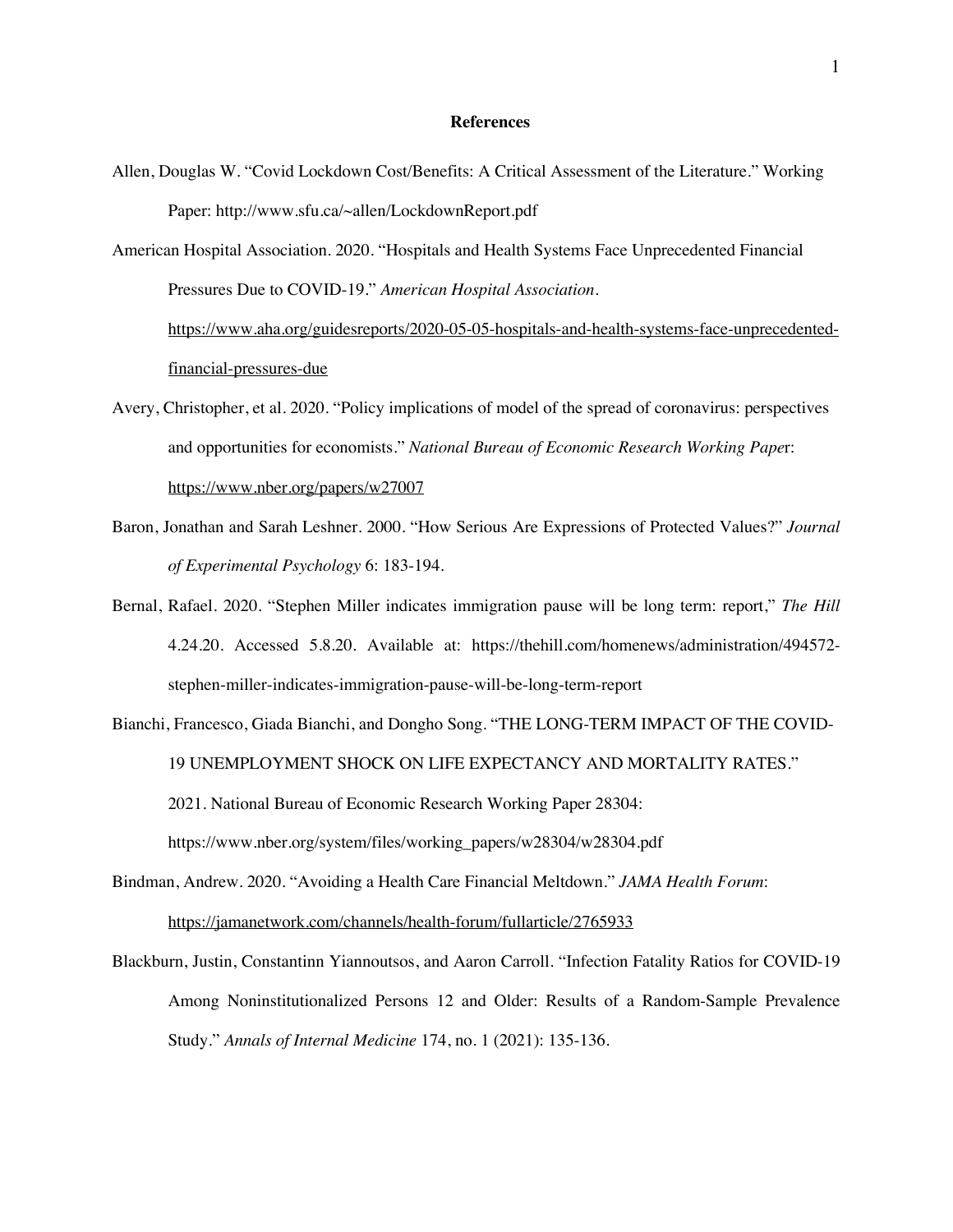**References**

Allen, Douglas W. "Covid Lockdown Cost/Benefits: A Critical Assessment of the Literature." Working Paper: http://www.sfu.ca/~allen/LockdownReport.pdf

American Hospital Association. 2020. "Hospitals and Health Systems Face Unprecedented Financial Pressures Due to COVID-19." *American Hospital Association*. https://www.aha.org/guidesreports/2020-05-05-hospitals-and-health-systems-face-unprecedented-financial-pressures-due

Avery, Christopher, et al. 2020. "Policy implications of model of the spread of coronavirus: perspectives and opportunities for economists." *National Bureau of Economic Research Working Paper*: https://www.nber.org/papers/w27007

Baron, Jonathan and Sarah Leshner. 2000. "How Serious Are Expressions of Protected Values?" *Journal of Experimental Psychology* 6: 183-194.

Bernal, Rafael. 2020. "Stephen Miller indicates immigration pause will be long term: report," *The Hill* 4.24.20. Accessed 5.8.20. Available at: https://thehill.com/homenews/administration/494572-stephen-miller-indicates-immigration-pause-will-be-long-term-report

Bianchi, Francesco, Giada Bianchi, and Dongho Song. "THE LONG-TERM IMPACT OF THE COVID-19 UNEMPLOYMENT SHOCK ON LIFE EXPECTANCY AND MORTALITY RATES." 2021. National Bureau of Economic Research Working Paper 28304: https://www.nber.org/system/files/working_papers/w28304/w28304.pdf

Bindman, Andrew. 2020. "Avoiding a Health Care Financial Meltdown." *JAMA Health Forum*: https://jamanetwork.com/channels/health-forum/fullarticle/2765933

Blackburn, Justin, Constantinn Yiannoutsos, and Aaron Carroll. "Infection Fatality Ratios for COVID-19 Among Noninstitutionalized Persons 12 and Older: Results of a Random-Sample Prevalence Study." *Annals of Internal Medicine* 174, no. 1 (2021): 135-136.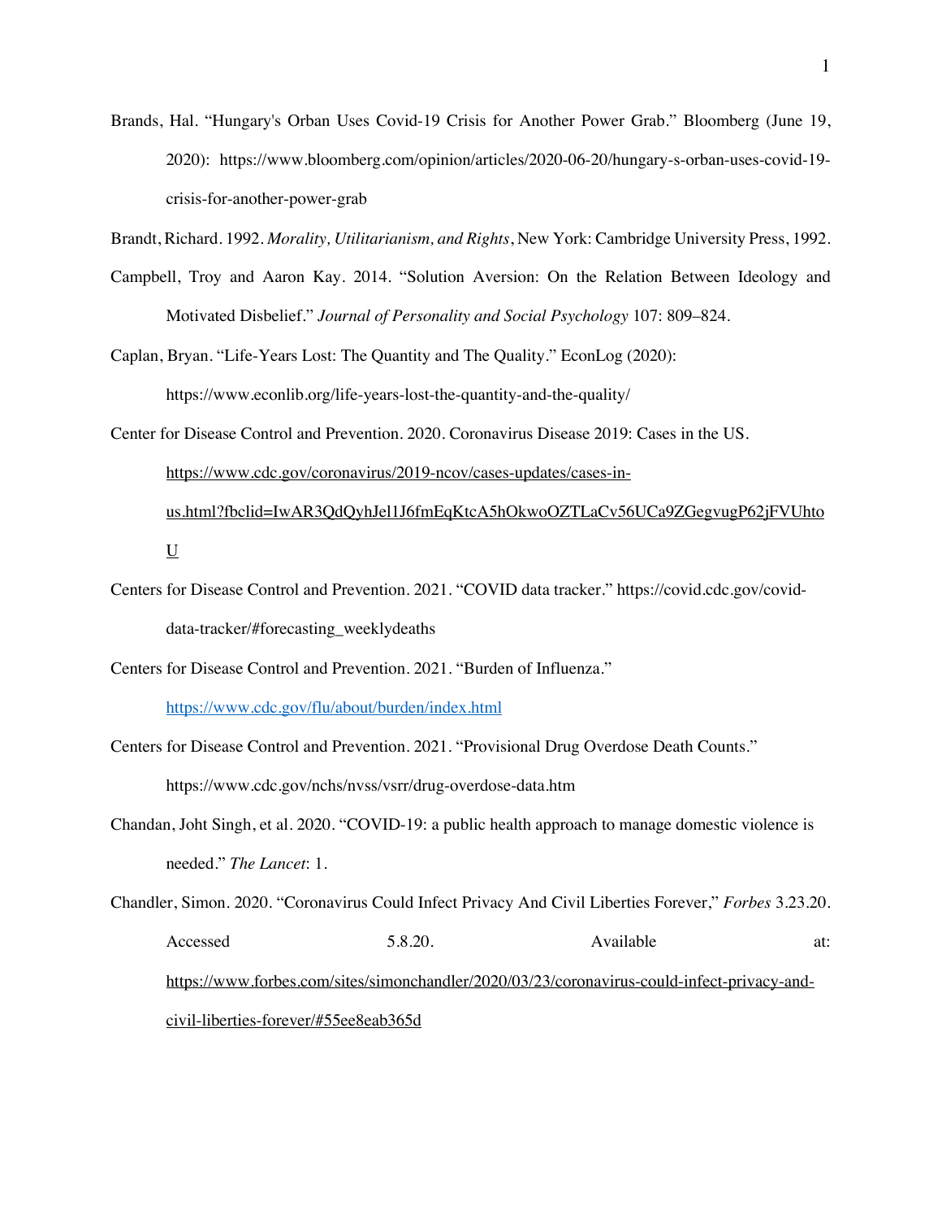Brands, Hal. “Hungary's Orban Uses Covid-19 Crisis for Another Power Grab.” Bloomberg (June 19, 2020): https://www.bloomberg.com/opinion/articles/2020-06-20/hungary-s-orban-uses-covid-19-crisis-for-another-power-grab

Brandt, Richard. 1992. *Morality, Utilitarianism, and Rights*, New York: Cambridge University Press, 1992.

Campbell, Troy and Aaron Kay. 2014. “Solution Aversion: On the Relation Between Ideology and Motivated Disbelief.” *Journal of Personality and Social Psychology* 107: 809–824.

Caplan, Bryan. “Life-Years Lost: The Quantity and The Quality.” EconLog (2020): https://www.econlib.org/life-years-lost-the-quantity-and-the-quality/

Center for Disease Control and Prevention. 2020. Coronavirus Disease 2019: Cases in the US. https://www.cdc.gov/coronavirus/2019-ncov/cases-updates/cases-in-us.html?fbclid=IwAR3QdQyhJel1J6fmEqKtcA5hOkwoOZTLaCv56UCa9ZGegvugP62jFVUhtoU

Centers for Disease Control and Prevention. 2021. “COVID data tracker.” https://covid.cdc.gov/covid-data-tracker/#forecasting_weeklydeaths

Centers for Disease Control and Prevention. 2021. “Burden of Influenza.” https://www.cdc.gov/flu/about/burden/index.html

Centers for Disease Control and Prevention. 2021. “Provisional Drug Overdose Death Counts.” https://www.cdc.gov/nchs/nvss/vsrr/drug-overdose-data.htm

Chandan, Joht Singh, et al. 2020. “COVID-19: a public health approach to manage domestic violence is needed.” *The Lancet*: 1.

Chandler, Simon. 2020. “Coronavirus Could Infect Privacy And Civil Liberties Forever,” *Forbes* 3.23.20. Accessed 5.8.20. Available at: https://www.forbes.com/sites/simonchandler/2020/03/23/coronavirus-could-infect-privacy-and-civil-liberties-forever/#55ee8eab365d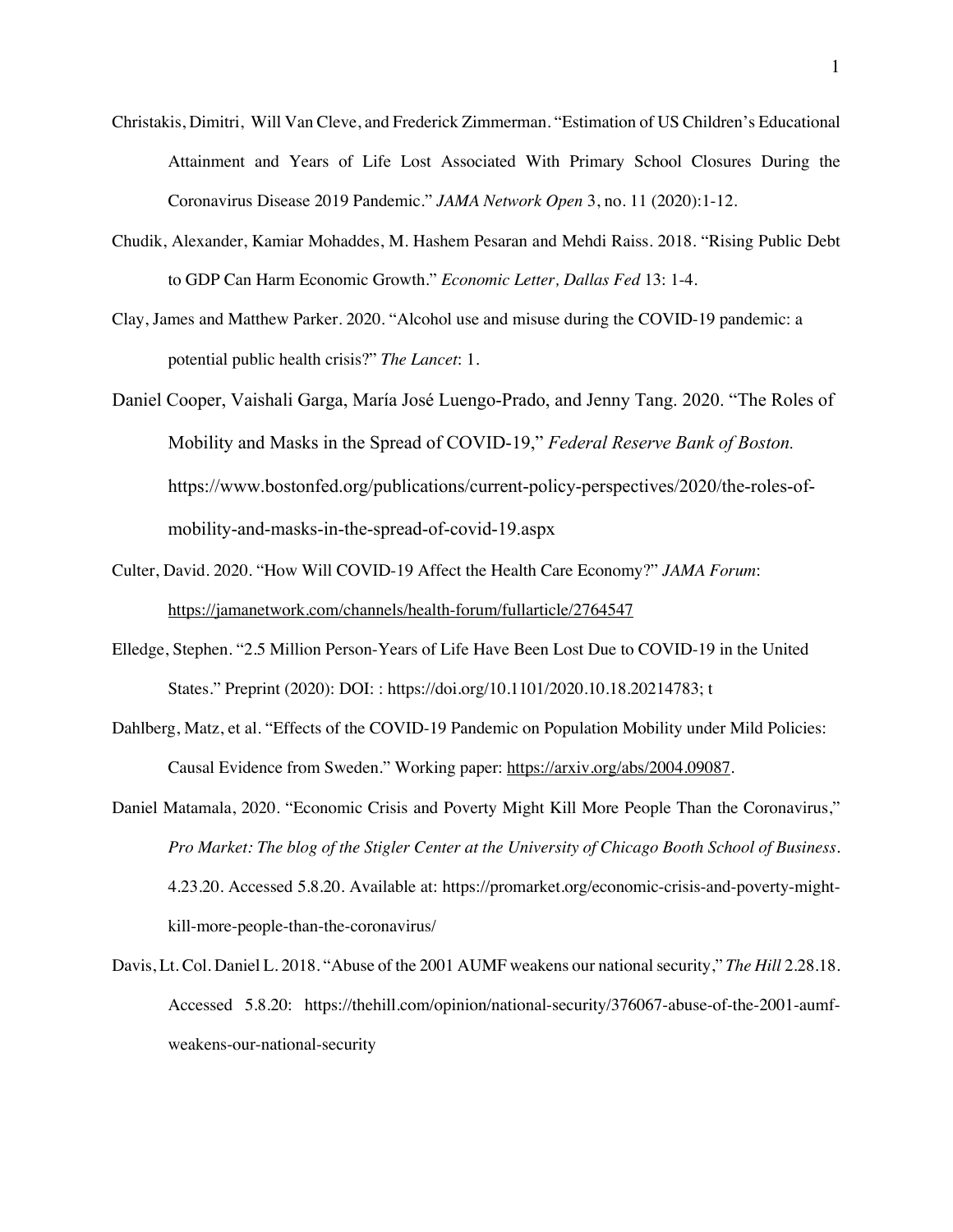Christakis, Dimitri,  Will Van Cleve, and Frederick Zimmerman. "Estimation of US Children's Educational Attainment and Years of Life Lost Associated With Primary School Closures During the Coronavirus Disease 2019 Pandemic." *JAMA Network Open* 3, no. 11 (2020):1-12.

Chudik, Alexander, Kamiar Mohaddes, M. Hashem Pesaran and Mehdi Raiss. 2018. "Rising Public Debt to GDP Can Harm Economic Growth." *Economic Letter, Dallas Fed* 13: 1-4.

Clay, James and Matthew Parker. 2020. "Alcohol use and misuse during the COVID-19 pandemic: a potential public health crisis?" *The Lancet*: 1.

Daniel Cooper, Vaishali Garga, María José Luengo-Prado, and Jenny Tang. 2020. "The Roles of Mobility and Masks in the Spread of COVID-19," *Federal Reserve Bank of Boston.* https://www.bostonfed.org/publications/current-policy-perspectives/2020/the-roles-of-mobility-and-masks-in-the-spread-of-covid-19.aspx

Culter, David. 2020. "How Will COVID-19 Affect the Health Care Economy?" *JAMA Forum*: https://jamanetwork.com/channels/health-forum/fullarticle/2764547

Elledge, Stephen. "2.5 Million Person-Years of Life Have Been Lost Due to COVID-19 in the United States." Preprint (2020): DOI: : https://doi.org/10.1101/2020.10.18.20214783; t

Dahlberg, Matz, et al. "Effects of the COVID-19 Pandemic on Population Mobility under Mild Policies: Causal Evidence from Sweden." Working paper: https://arxiv.org/abs/2004.09087.

Daniel Matamala, 2020. "Economic Crisis and Poverty Might Kill More People Than the Coronavirus," *Pro Market: The blog of the Stigler Center at the University of Chicago Booth School of Business*. 4.23.20. Accessed 5.8.20. Available at: https://promarket.org/economic-crisis-and-poverty-might-kill-more-people-than-the-coronavirus/

Davis, Lt. Col. Daniel L. 2018. "Abuse of the 2001 AUMF weakens our national security," *The Hill* 2.28.18. Accessed 5.8.20: https://thehill.com/opinion/national-security/376067-abuse-of-the-2001-aumf-weakens-our-national-security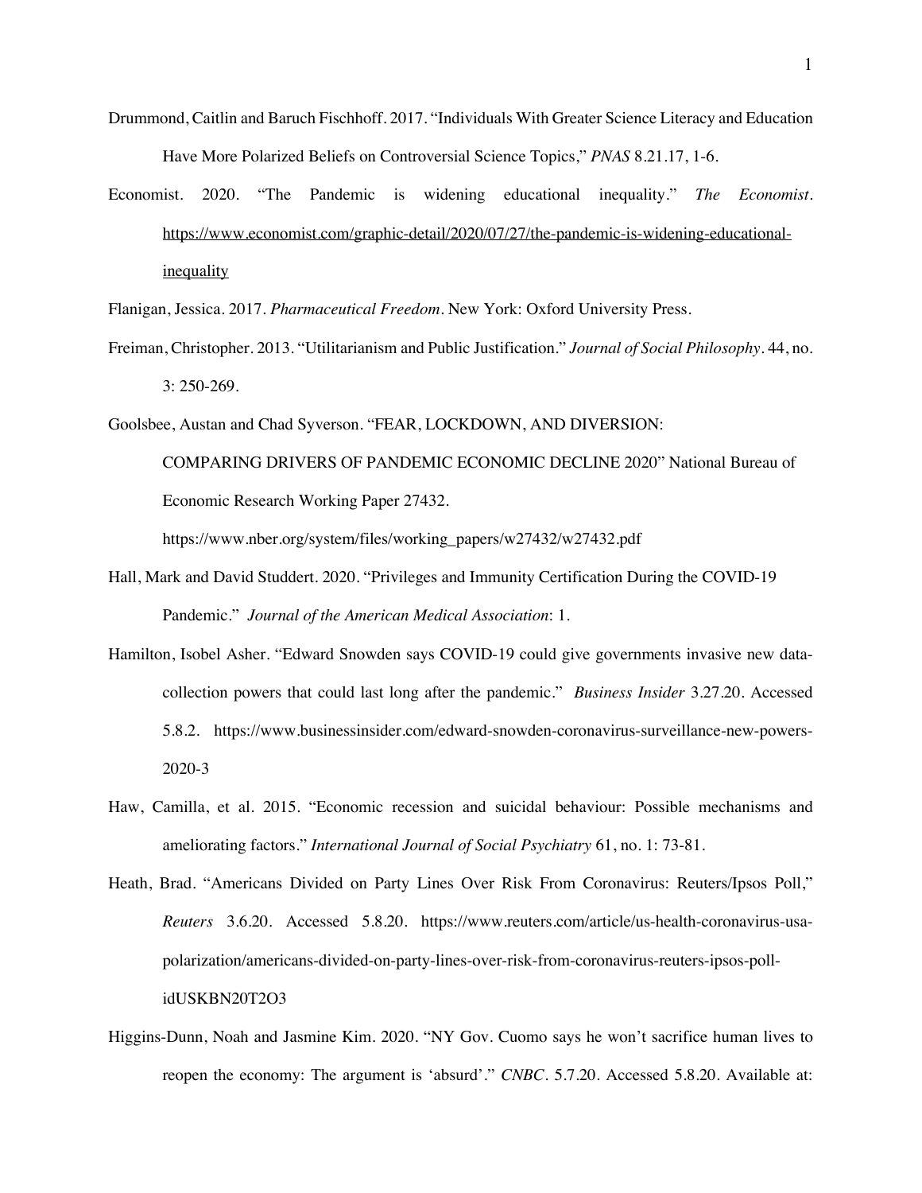Drummond, Caitlin and Baruch Fischhoff. 2017. "Individuals With Greater Science Literacy and Education Have More Polarized Beliefs on Controversial Science Topics," *PNAS* 8.21.17, 1-6.

Economist. 2020. "The Pandemic is widening educational inequality." *The Economist*. https://www.economist.com/graphic-detail/2020/07/27/the-pandemic-is-widening-educational-inequality

Flanigan, Jessica. 2017. *Pharmaceutical Freedom*. New York: Oxford University Press.

Freiman, Christopher. 2013. "Utilitarianism and Public Justification." *Journal of Social Philosophy*. 44, no. 3: 250-269.

Goolsbee, Austan and Chad Syverson. "FEAR, LOCKDOWN, AND DIVERSION: COMPARING DRIVERS OF PANDEMIC ECONOMIC DECLINE 2020" National Bureau of Economic Research Working Paper 27432. https://www.nber.org/system/files/working_papers/w27432/w27432.pdf

Hall, Mark and David Studdert. 2020. "Privileges and Immunity Certification During the COVID-19 Pandemic." *Journal of the American Medical Association*: 1.

Hamilton, Isobel Asher. "Edward Snowden says COVID-19 could give governments invasive new data-collection powers that could last long after the pandemic." *Business Insider* 3.27.20. Accessed 5.8.2. https://www.businessinsider.com/edward-snowden-coronavirus-surveillance-new-powers-2020-3

Haw, Camilla, et al. 2015. "Economic recession and suicidal behaviour: Possible mechanisms and ameliorating factors." *International Journal of Social Psychiatry* 61, no. 1: 73-81.

Heath, Brad. "Americans Divided on Party Lines Over Risk From Coronavirus: Reuters/Ipsos Poll," *Reuters* 3.6.20. Accessed 5.8.20. https://www.reuters.com/article/us-health-coronavirus-usa-polarization/americans-divided-on-party-lines-over-risk-from-coronavirus-reuters-ipsos-poll-idUSKBN20T2O3

Higgins-Dunn, Noah and Jasmine Kim. 2020. "NY Gov. Cuomo says he won't sacrifice human lives to reopen the economy: The argument is 'absurd'." *CNBC*. 5.7.20. Accessed 5.8.20. Available at: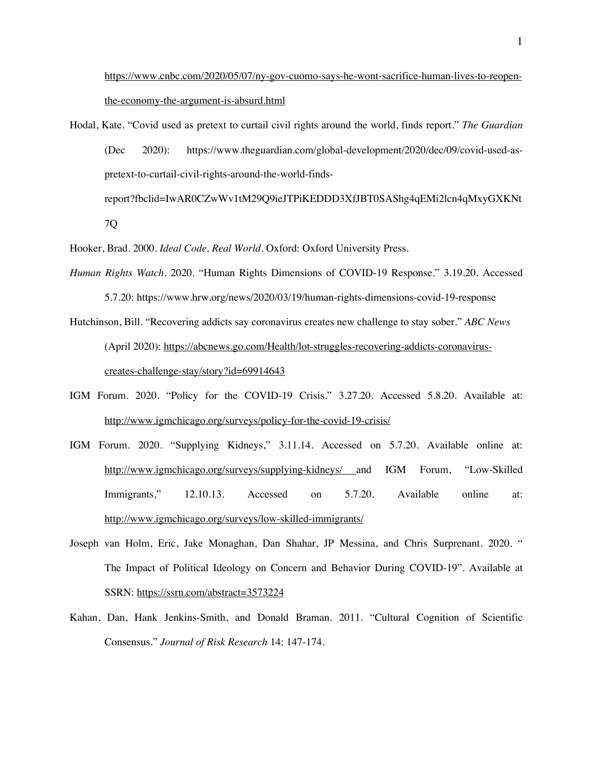https://www.cnbc.com/2020/05/07/ny-gov-cuomo-says-he-wont-sacrifice-human-lives-to-reopen-the-economy-the-argument-is-absurd.html

Hodal, Kate. "Covid used as pretext to curtail civil rights around the world, finds report." *The Guardian* (Dec 2020): https://www.theguardian.com/global-development/2020/dec/09/covid-used-as-pretext-to-curtail-civil-rights-around-the-world-finds-report?fbclid=IwAR0CZwWv1tM29Q9ieJTPiKEDDD3XfJBT0SAShg4qEMi2lcn4qMxyGXKNt7Q

Hooker, Brad. 2000. *Ideal Code, Real World*. Oxford: Oxford University Press.

*Human Rights Watch*. 2020. "Human Rights Dimensions of COVID-19 Response." 3.19.20. Accessed 5.7.20: https://www.hrw.org/news/2020/03/19/human-rights-dimensions-covid-19-response

Hutchinson, Bill. "Recovering addicts say coronavirus creates new challenge to stay sober." *ABC News* (April 2020): https://abcnews.go.com/Health/lot-struggles-recovering-addicts-coronavirus-creates-challenge-stay/story?id=69914643

IGM Forum. 2020. "Policy for the COVID-19 Crisis." 3.27.20. Accessed 5.8.20. Available at: http://www.igmchicago.org/surveys/policy-for-the-covid-19-crisis/

IGM Forum. 2020. "Supplying Kidneys," 3.11.14. Accessed on 5.7.20. Available online at: http://www.igmchicago.org/surveys/supplying-kidneys/ and IGM Forum, "Low-Skilled Immigrants," 12.10.13. Accessed on 5.7.20. Available online at: http://www.igmchicago.org/surveys/low-skilled-immigrants/

Joseph van Holm, Eric, Jake Monaghan, Dan Shahar, JP Messina, and Chris Surprenant. 2020. " The Impact of Political Ideology on Concern and Behavior During COVID-19". Available at SSRN: https://ssrn.com/abstract=3573224

Kahan, Dan, Hank Jenkins-Smith, and Donald Braman. 2011. "Cultural Cognition of Scientific Consensus." *Journal of Risk Research* 14: 147-174.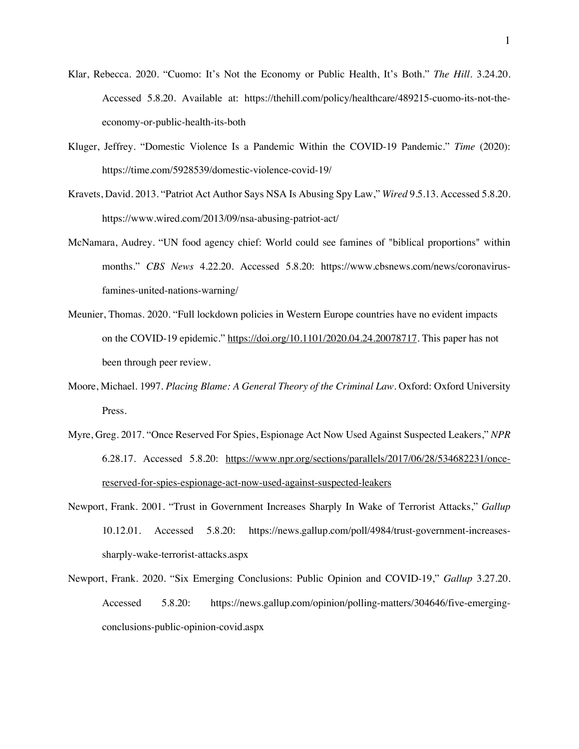Klar, Rebecca. 2020. "Cuomo: It's Not the Economy or Public Health, It's Both." *The Hill*. 3.24.20. Accessed 5.8.20. Available at: https://thehill.com/policy/healthcare/489215-cuomo-its-not-the-economy-or-public-health-its-both

Kluger, Jeffrey. "Domestic Violence Is a Pandemic Within the COVID-19 Pandemic." *Time* (2020): https://time.com/5928539/domestic-violence-covid-19/

Kravets, David. 2013. "Patriot Act Author Says NSA Is Abusing Spy Law," *Wired* 9.5.13. Accessed 5.8.20. https://www.wired.com/2013/09/nsa-abusing-patriot-act/

McNamara, Audrey. "UN food agency chief: World could see famines of "biblical proportions" within months." *CBS News* 4.22.20. Accessed 5.8.20: https://www.cbsnews.com/news/coronavirus-famines-united-nations-warning/

Meunier, Thomas. 2020. "Full lockdown policies in Western Europe countries have no evident impacts on the COVID-19 epidemic." https://doi.org/10.1101/2020.04.24.20078717. This paper has not been through peer review.

Moore, Michael. 1997. *Placing Blame: A General Theory of the Criminal Law*. Oxford: Oxford University Press.

Myre, Greg. 2017. "Once Reserved For Spies, Espionage Act Now Used Against Suspected Leakers," *NPR* 6.28.17. Accessed 5.8.20: https://www.npr.org/sections/parallels/2017/06/28/534682231/once-reserved-for-spies-espionage-act-now-used-against-suspected-leakers

Newport, Frank. 2001. "Trust in Government Increases Sharply In Wake of Terrorist Attacks," *Gallup* 10.12.01. Accessed 5.8.20: https://news.gallup.com/poll/4984/trust-government-increases-sharply-wake-terrorist-attacks.aspx

Newport, Frank. 2020. "Six Emerging Conclusions: Public Opinion and COVID-19," *Gallup* 3.27.20. Accessed 5.8.20: https://news.gallup.com/opinion/polling-matters/304646/five-emerging-conclusions-public-opinion-covid.aspx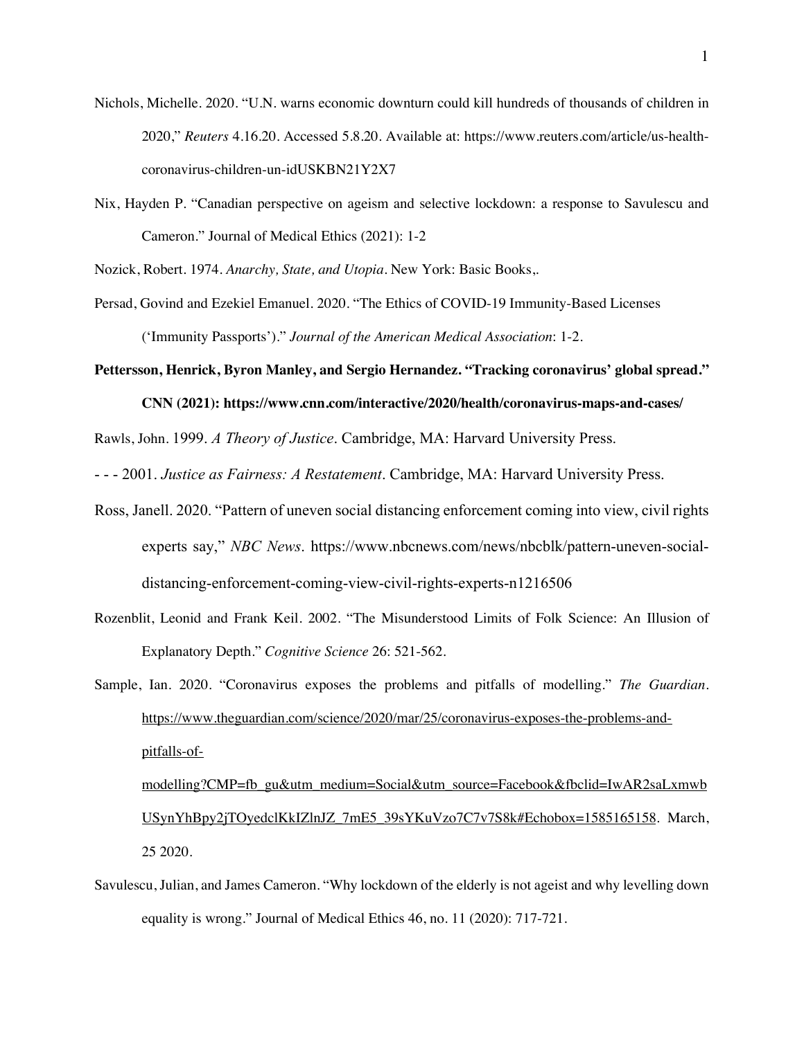Nichols, Michelle. 2020. "U.N. warns economic downturn could kill hundreds of thousands of children in 2020," *Reuters* 4.16.20. Accessed 5.8.20. Available at: https://www.reuters.com/article/us-health-coronavirus-children-un-idUSKBN21Y2X7

Nix, Hayden P. "Canadian perspective on ageism and selective lockdown: a response to Savulescu and Cameron." Journal of Medical Ethics (2021): 1-2

Nozick, Robert. 1974. *Anarchy, State, and Utopia*. New York: Basic Books,.

Persad, Govind and Ezekiel Emanuel. 2020. "The Ethics of COVID-19 Immunity-Based Licenses ('Immunity Passports')." *Journal of the American Medical Association*: 1-2.

**Pettersson, Henrick, Byron Manley, and Sergio Hernandez. "Tracking coronavirus' global spread." CNN (2021): https://www.cnn.com/interactive/2020/health/coronavirus-maps-and-cases/**

Rawls, John. 1999. *A Theory of Justice*. Cambridge, MA: Harvard University Press.

- - - 2001. *Justice as Fairness: A Restatement*. Cambridge, MA: Harvard University Press.

Ross, Janell. 2020. "Pattern of uneven social distancing enforcement coming into view, civil rights experts say," *NBC News*. https://www.nbcnews.com/news/nbcblk/pattern-uneven-social-distancing-enforcement-coming-view-civil-rights-experts-n1216506

Rozenblit, Leonid and Frank Keil. 2002. "The Misunderstood Limits of Folk Science: An Illusion of Explanatory Depth." *Cognitive Science* 26: 521-562.

Sample, Ian. 2020. "Coronavirus exposes the problems and pitfalls of modelling." *The Guardian*. https://www.theguardian.com/science/2020/mar/25/coronavirus-exposes-the-problems-and-pitfalls-of-modelling?CMP=fb_gu&utm_medium=Social&utm_source=Facebook&fbclid=IwAR2saLxmwbUSynYhBpy2jTOyedclKkIZlnJZ_7mE5_39sYKuVzo7C7v7S8k#Echobox=1585165158. March, 25 2020.

Savulescu, Julian, and James Cameron. "Why lockdown of the elderly is not ageist and why levelling down equality is wrong." Journal of Medical Ethics 46, no. 11 (2020): 717-721.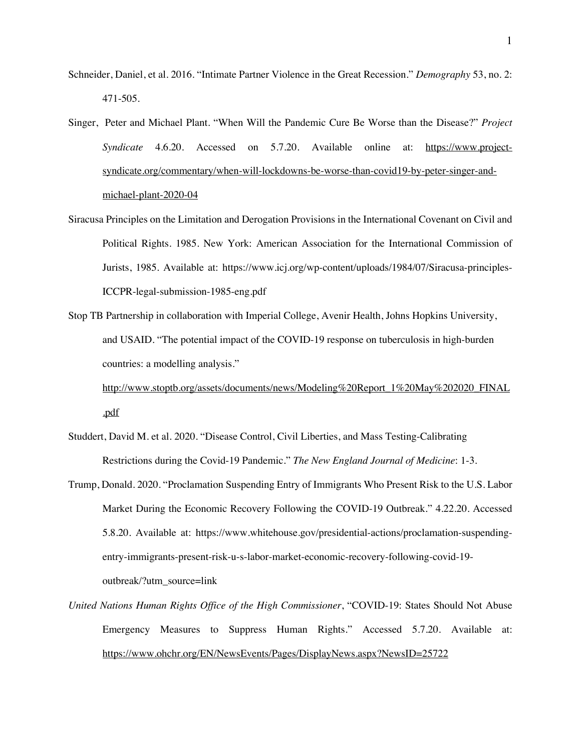Schneider, Daniel, et al. 2016. "Intimate Partner Violence in the Great Recession." *Demography* 53, no. 2: 471-505.

Singer, Peter and Michael Plant. "When Will the Pandemic Cure Be Worse than the Disease?" *Project Syndicate* 4.6.20. Accessed on 5.7.20. Available online at: https://www.project-syndicate.org/commentary/when-will-lockdowns-be-worse-than-covid19-by-peter-singer-and-michael-plant-2020-04

Siracusa Principles on the Limitation and Derogation Provisions in the International Covenant on Civil and Political Rights. 1985. New York: American Association for the International Commission of Jurists, 1985. Available at: https://www.icj.org/wp-content/uploads/1984/07/Siracusa-principles-ICCPR-legal-submission-1985-eng.pdf

Stop TB Partnership in collaboration with Imperial College, Avenir Health, Johns Hopkins University, and USAID. "The potential impact of the COVID-19 response on tuberculosis in high-burden countries: a modelling analysis." http://www.stoptb.org/assets/documents/news/Modeling%20Report_1%20May%202020_FINAL.pdf

Studdert, David M. et al. 2020. "Disease Control, Civil Liberties, and Mass Testing-Calibrating Restrictions during the Covid-19 Pandemic." *The New England Journal of Medicine*: 1-3.

Trump, Donald. 2020. "Proclamation Suspending Entry of Immigrants Who Present Risk to the U.S. Labor Market During the Economic Recovery Following the COVID-19 Outbreak." 4.22.20. Accessed 5.8.20. Available at: https://www.whitehouse.gov/presidential-actions/proclamation-suspending-entry-immigrants-present-risk-u-s-labor-market-economic-recovery-following-covid-19-outbreak/?utm_source=link

*United Nations Human Rights Office of the High Commissioner*, "COVID-19: States Should Not Abuse Emergency Measures to Suppress Human Rights." Accessed 5.7.20. Available at: https://www.ohchr.org/EN/NewsEvents/Pages/DisplayNews.aspx?NewsID=25722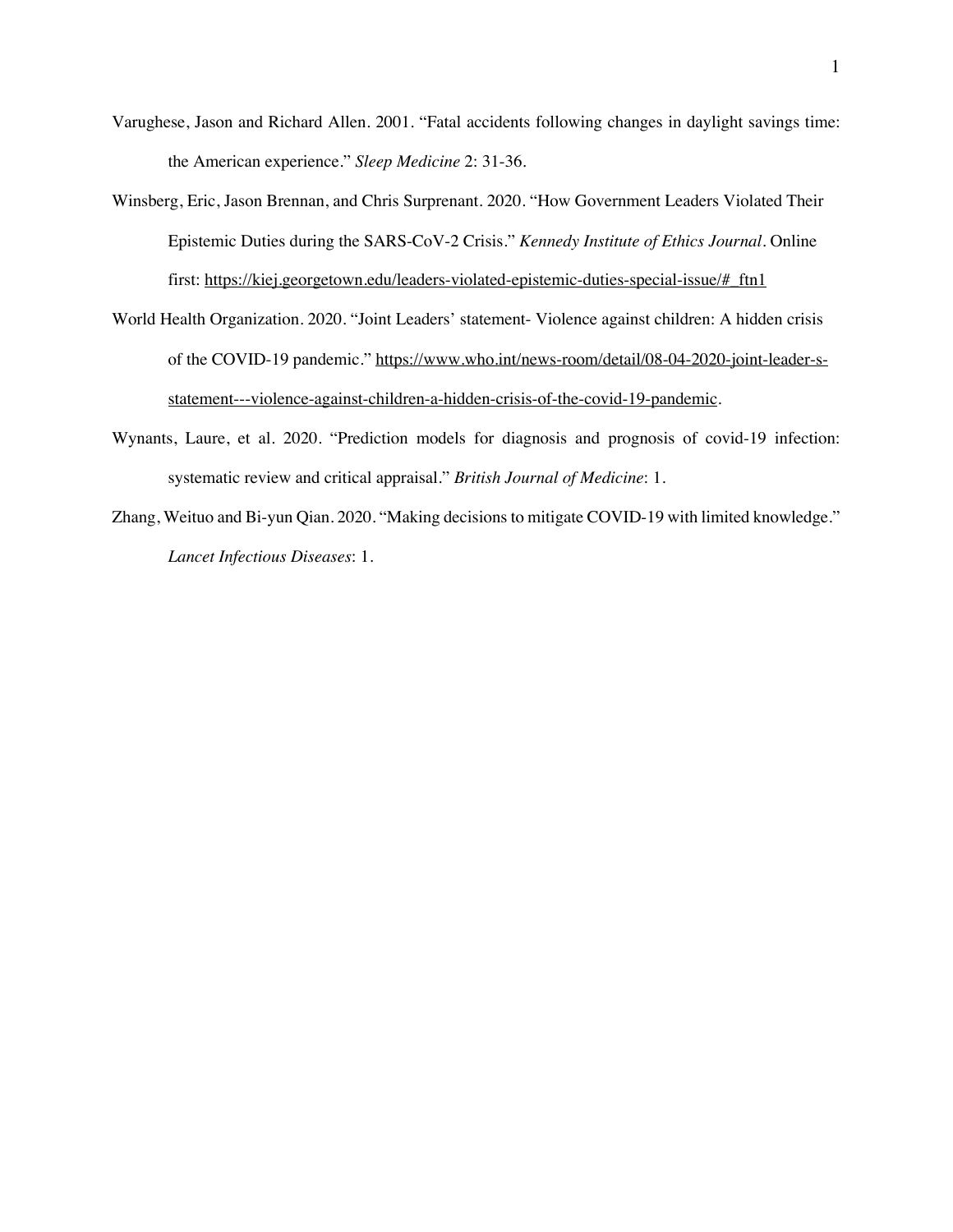Varughese, Jason and Richard Allen. 2001. "Fatal accidents following changes in daylight savings time: the American experience." *Sleep Medicine* 2: 31-36.

Winsberg, Eric, Jason Brennan, and Chris Surprenant. 2020. "How Government Leaders Violated Their Epistemic Duties during the SARS-CoV-2 Crisis." *Kennedy Institute of Ethics Journal*. Online first: https://kiej.georgetown.edu/leaders-violated-epistemic-duties-special-issue/#_ftn1

World Health Organization. 2020. "Joint Leaders' statement- Violence against children: A hidden crisis of the COVID-19 pandemic." https://www.who.int/news-room/detail/08-04-2020-joint-leader-s-statement---violence-against-children-a-hidden-crisis-of-the-covid-19-pandemic.

Wynants, Laure, et al. 2020. "Prediction models for diagnosis and prognosis of covid-19 infection: systematic review and critical appraisal." *British Journal of Medicine*: 1.

Zhang, Weituo and Bi-yun Qian. 2020. "Making decisions to mitigate COVID-19 with limited knowledge." *Lancet Infectious Diseases*: 1.